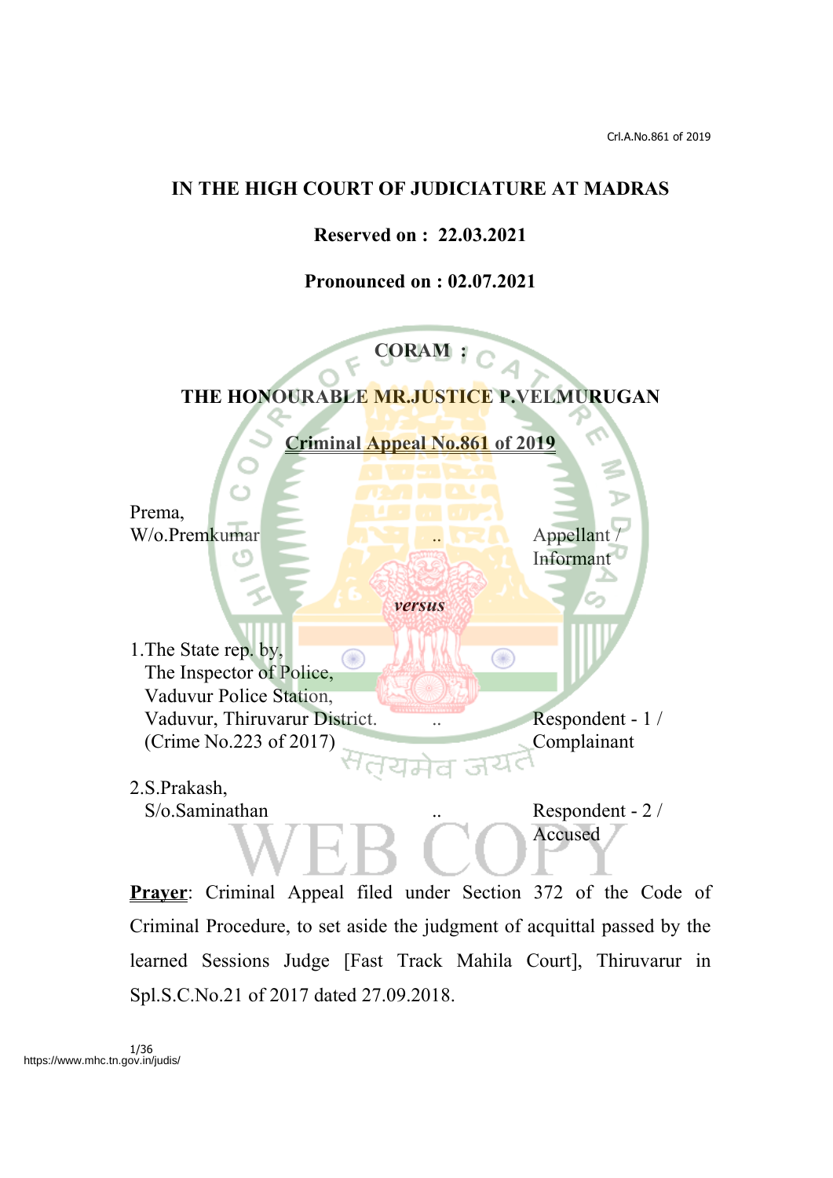**IN THE HIGH COURT OF JUDICIATURE AT MADRAS**

**Reserved on : 22.03.2021**

**Pronounced on : 02.07.2021**

**CORAM :**

**THE HONOURABLE MR.JUSTICE P.VELMURUGAN**

**Criminal Appeal No.861 of 2019**

Prema,
W/o.Premkumar .. Appellant / Informant

*versus*

1.The State rep. by,
The Inspector of Police,
Vaduvur Police Station,
Vaduvur, Thiruvarur District. .. Respondent - 1 / Complainant
(Crime No.223 of 2017)

2.S.Prakash,
S/o.Saminathan .. Respondent - 2 / Accused

**Prayer**: Criminal Appeal filed under Section 372 of the Code of Criminal Procedure, to set aside the judgment of acquittal passed by the learned Sessions Judge [Fast Track Mahila Court], Thiruvarur in Spl.S.C.No.21 of 2017 dated 27.09.2018.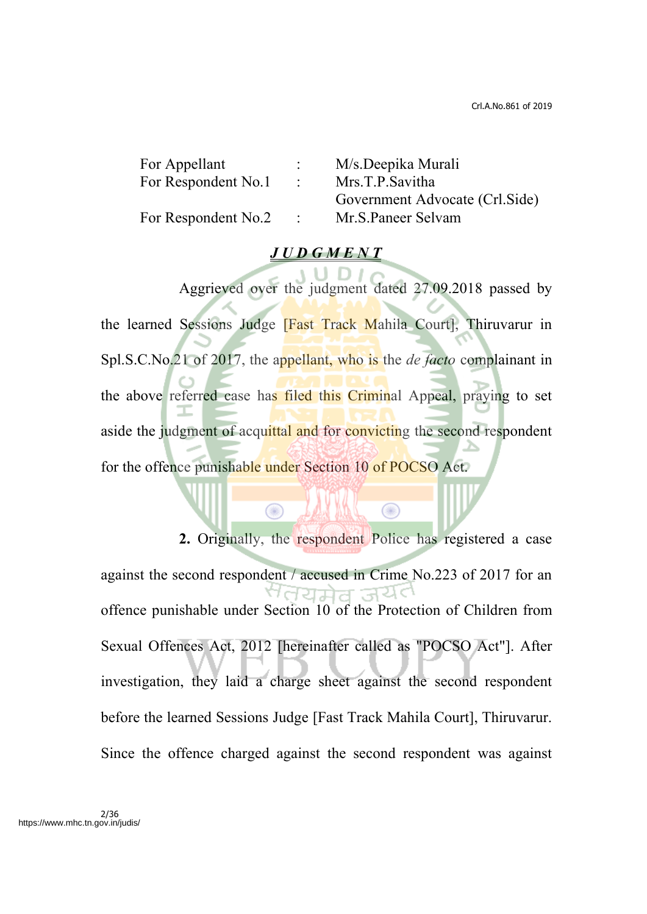| | | |
|---|---|---|
| For Appellant | : | M/s.Deepika Murali |
| For Respondent No.1 | : | Mrs.T.P.Savitha<br>Government Advocate (Crl.Side) |
| For Respondent No.2 | : | Mr.S.Paneer Selvam |

## ***JUDGMENT***

Aggrieved over the judgment dated 27.09.2018 passed by the learned Sessions Judge [Fast Track Mahila Court], Thiruvarur in Spl.S.C.No.21 of 2017, the appellant, who is the *de facto* complainant in the above referred case has filed this Criminal Appeal, praying to set aside the judgment of acquittal and for convicting the second respondent for the offence punishable under Section 10 of POCSO Act.

**2.** Originally, the respondent Police has registered a case against the second respondent / accused in Crime No.223 of 2017 for an offence punishable under Section 10 of the Protection of Children from Sexual Offences Act, 2012 [hereinafter called as "POCSO Act"]. After investigation, they laid a charge sheet against the second respondent before the learned Sessions Judge [Fast Track Mahila Court], Thiruvarur. Since the offence charged against the second respondent was against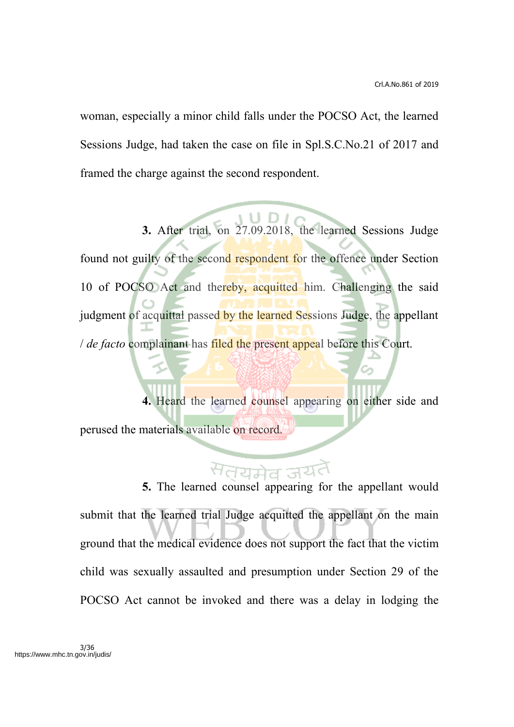woman, especially a minor child falls under the POCSO Act, the learned Sessions Judge, had taken the case on file in Spl.S.C.No.21 of 2017 and framed the charge against the second respondent.

**3.** After trial, on 27.09.2018, the learned Sessions Judge found not guilty of the second respondent for the offence under Section 10 of POCSO Act and thereby, acquitted him. Challenging the said judgment of acquittal passed by the learned Sessions Judge, the appellant / *de facto* complainant has filed the present appeal before this Court.

**4.** Heard the learned counsel appearing on either side and perused the materials available on record.

**5.** The learned counsel appearing for the appellant would submit that the learned trial Judge acquitted the appellant on the main ground that the medical evidence does not support the fact that the victim child was sexually assaulted and presumption under Section 29 of the POCSO Act cannot be invoked and there was a delay in lodging the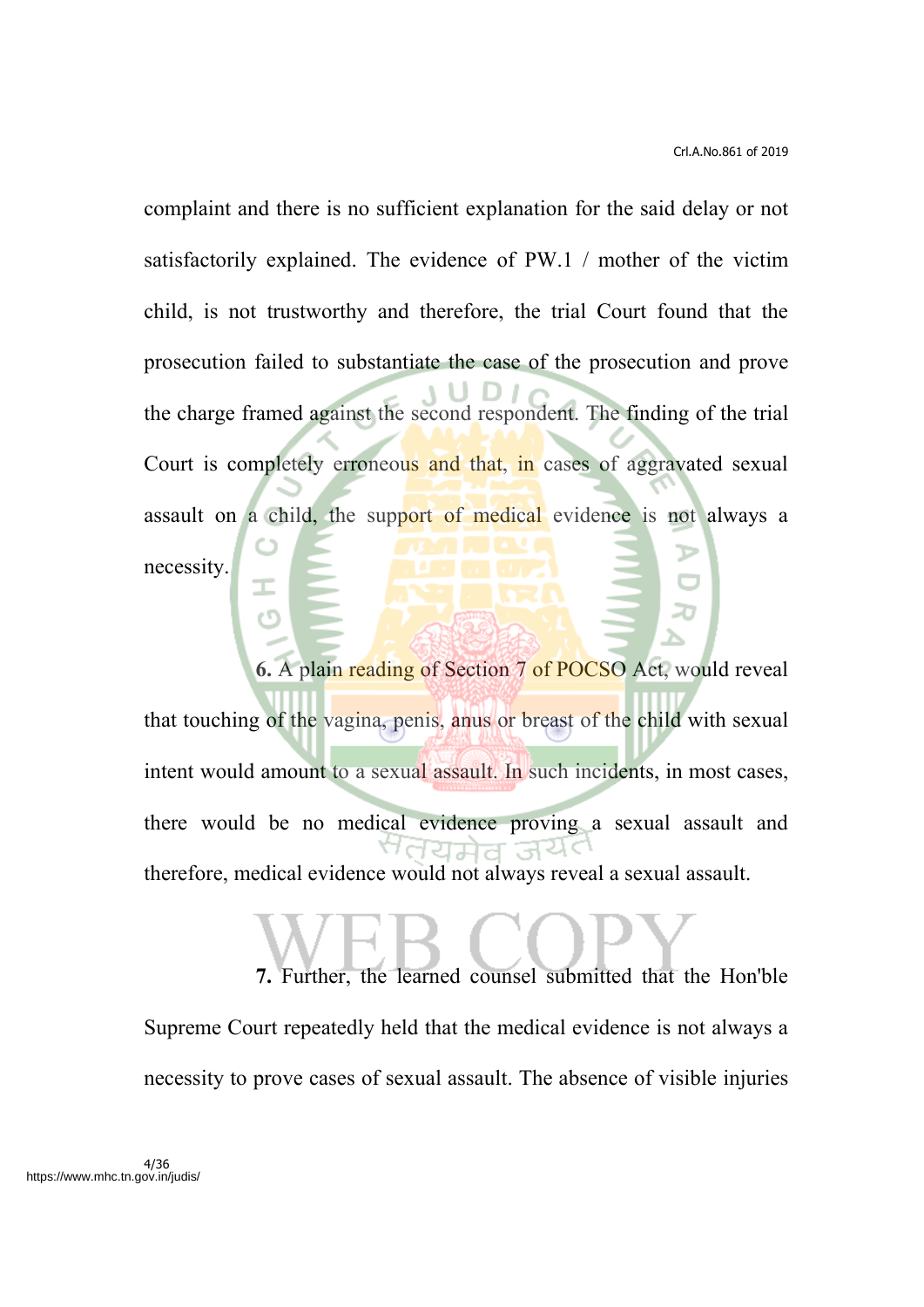complaint and there is no sufficient explanation for the said delay or not satisfactorily explained. The evidence of PW.1 / mother of the victim child, is not trustworthy and therefore, the trial Court found that the prosecution failed to substantiate the case of the prosecution and prove the charge framed against the second respondent. The finding of the trial Court is completely erroneous and that, in cases of aggravated sexual assault on a child, the support of medical evidence is not always a necessity.

**6.** A plain reading of Section 7 of POCSO Act, would reveal that touching of the vagina, penis, anus or breast of the child with sexual intent would amount to a sexual assault. In such incidents, in most cases, there would be no medical evidence proving a sexual assault and therefore, medical evidence would not always reveal a sexual assault.

**7.** Further, the learned counsel submitted that the Hon'ble Supreme Court repeatedly held that the medical evidence is not always a necessity to prove cases of sexual assault. The absence of visible injuries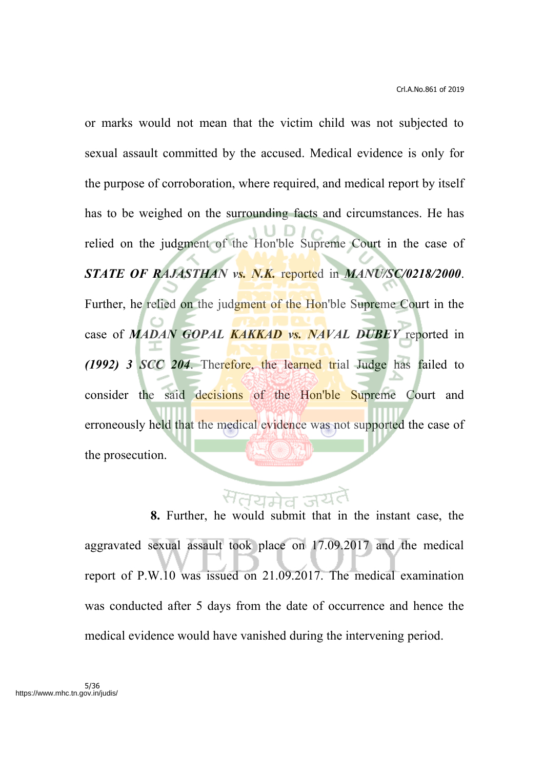or marks would not mean that the victim child was not subjected to sexual assault committed by the accused. Medical evidence is only for the purpose of corroboration, where required, and medical report by itself has to be weighed on the surrounding facts and circumstances. He has relied on the judgment of the Hon'ble Supreme Court in the case of ***STATE OF RAJASTHAN vs. N.K.*** reported in ***MANU/SC/0218/2000***. Further, he relied on the judgment of the Hon'ble Supreme Court in the case of ***MADAN GOPAL KAKKAD vs. NAVAL DUBEY*** reported in ***(1992) 3 SCC 204***. Therefore, the learned trial Judge has failed to consider the said decisions of the Hon'ble Supreme Court and erroneously held that the medical evidence was not supported the case of the prosecution.

**8.** Further, he would submit that in the instant case, the aggravated sexual assault took place on 17.09.2017 and the medical report of P.W.10 was issued on 21.09.2017. The medical examination was conducted after 5 days from the date of occurrence and hence the medical evidence would have vanished during the intervening period.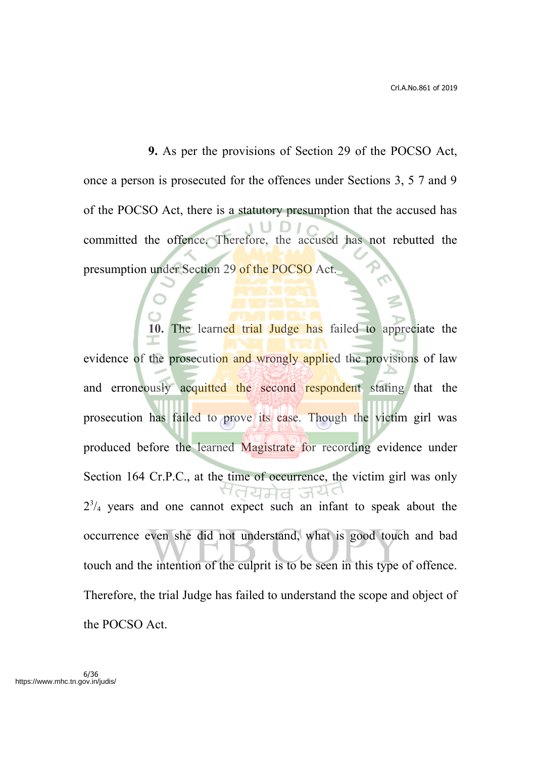**9.** As per the provisions of Section 29 of the POCSO Act, once a person is prosecuted for the offences under Sections 3, 5 7 and 9 of the POCSO Act, there is a statutory presumption that the accused has committed the offence. Therefore, the accused has not rebutted the presumption under Section 29 of the POCSO Act.

**10.** The learned trial Judge has failed to appreciate the evidence of the prosecution and wrongly applied the provisions of law and erroneously acquitted the second respondent stating that the prosecution has failed to prove its case. Though the victim girl was produced before the learned Magistrate for recording evidence under Section 164 Cr.P.C., at the time of occurrence, the victim girl was only $2^{3}/_{4}$ years and one cannot expect such an infant to speak about the occurrence even she did not understand, what is good touch and bad touch and the intention of the culprit is to be seen in this type of offence. Therefore, the trial Judge has failed to understand the scope and object of the POCSO Act.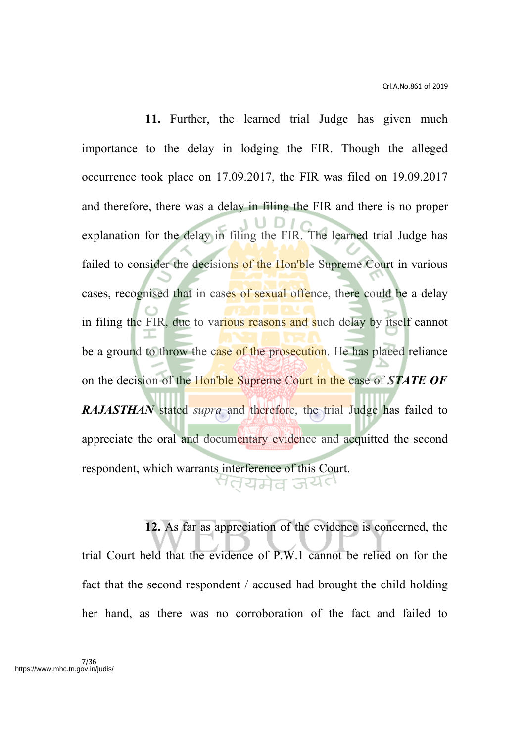**11.** Further, the learned trial Judge has given much importance to the delay in lodging the FIR. Though the alleged occurrence took place on 17.09.2017, the FIR was filed on 19.09.2017 and therefore, there was a delay in filing the FIR and there is no proper explanation for the delay in filing the FIR. The learned trial Judge has failed to consider the decisions of the Hon'ble Supreme Court in various cases, recognised that in cases of sexual offence, there could be a delay in filing the FIR, due to various reasons and such delay by itself cannot be a ground to throw the case of the prosecution. He has placed reliance on the decision of the Hon'ble Supreme Court in the case of ***STATE OF RAJASTHAN*** stated *supra* and therefore, the trial Judge has failed to appreciate the oral and documentary evidence and acquitted the second respondent, which warrants interference of this Court.

**12.** As far as appreciation of the evidence is concerned, the trial Court held that the evidence of P.W.1 cannot be relied on for the fact that the second respondent / accused had brought the child holding her hand, as there was no corroboration of the fact and failed to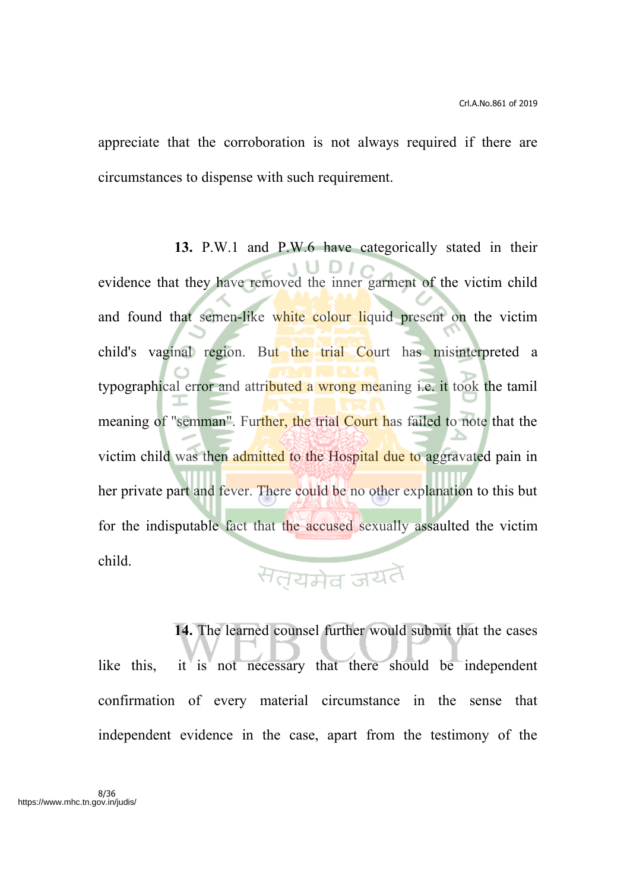appreciate that the corroboration is not always required if there are circumstances to dispense with such requirement.

**13.** P.W.1 and P.W.6 have categorically stated in their evidence that they have removed the inner garment of the victim child and found that semen-like white colour liquid present on the victim child's vaginal region. But the trial Court has misinterpreted a typographical error and attributed a wrong meaning i.e. it took the tamil meaning of "semman". Further, the trial Court has failed to note that the victim child was then admitted to the Hospital due to aggravated pain in her private part and fever. There could be no other explanation to this but for the indisputable fact that the accused sexually assaulted the victim child.

**14.** The learned counsel further would submit that the cases like this, it is not necessary that there should be independent confirmation of every material circumstance in the sense that independent evidence in the case, apart from the testimony of the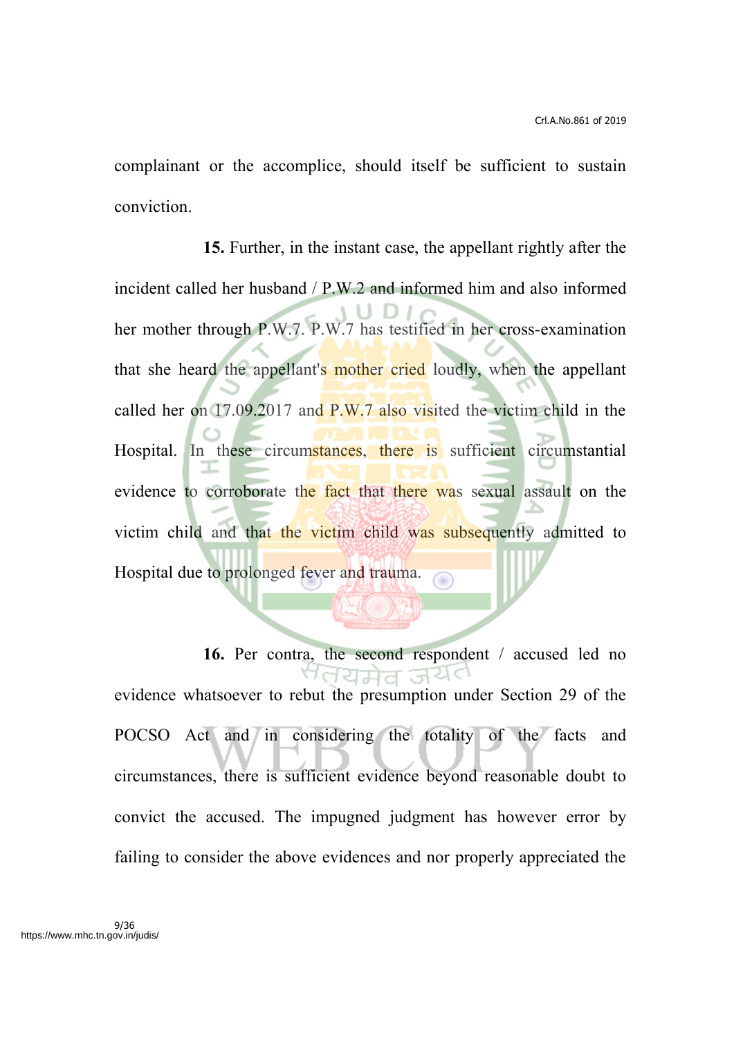complainant or the accomplice, should itself be sufficient to sustain conviction.

**15.** Further, in the instant case, the appellant rightly after the incident called her husband / P.W.2 and informed him and also informed her mother through P.W.7. P.W.7 has testified in her cross-examination that she heard the appellant's mother cried loudly, when the appellant called her on 17.09.2017 and P.W.7 also visited the victim child in the Hospital. In these circumstances, there is sufficient circumstantial evidence to corroborate the fact that there was sexual assault on the victim child and that the victim child was subsequently admitted to Hospital due to prolonged fever and trauma.

**16.** Per contra, the second respondent / accused led no evidence whatsoever to rebut the presumption under Section 29 of the POCSO Act and in considering the totality of the facts and circumstances, there is sufficient evidence beyond reasonable doubt to convict the accused. The impugned judgment has however error by failing to consider the above evidences and nor properly appreciated the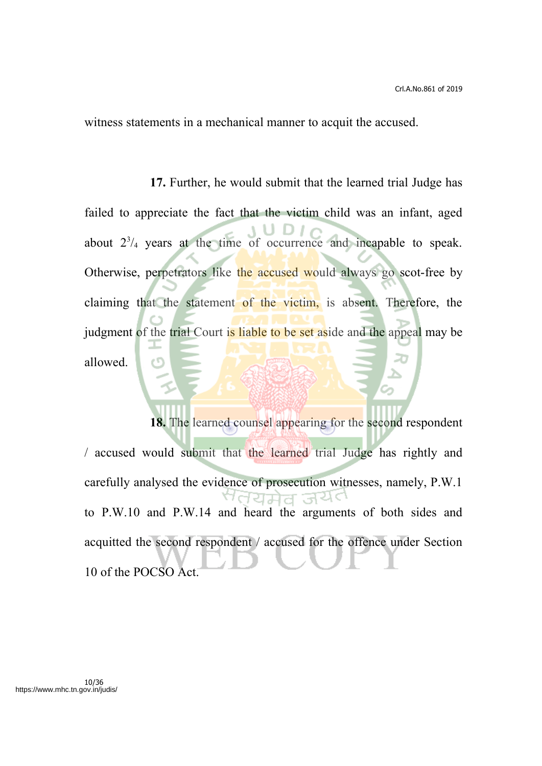witness statements in a mechanical manner to acquit the accused.

**17.** Further, he would submit that the learned trial Judge has failed to appreciate the fact that the victim child was an infant, aged about $2^{3}/_{4}$ years at the time of occurrence and incapable to speak. Otherwise, perpetrators like the accused would always go scot-free by claiming that the statement of the victim, is absent. Therefore, the judgment of the trial Court is liable to be set aside and the appeal may be allowed.

**18.** The learned counsel appearing for the second respondent / accused would submit that the learned trial Judge has rightly and carefully analysed the evidence of prosecution witnesses, namely, P.W.1 to P.W.10 and P.W.14 and heard the arguments of both sides and acquitted the second respondent / accused for the offence under Section 10 of the POCSO Act.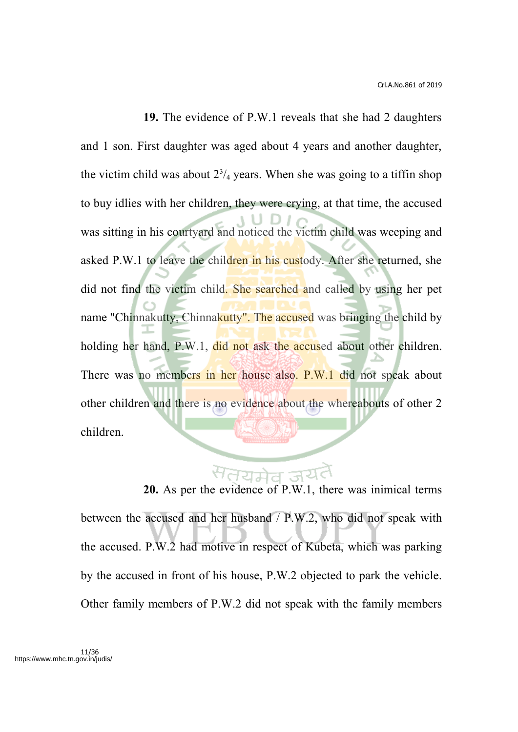**19.** The evidence of P.W.1 reveals that she had 2 daughters and 1 son. First daughter was aged about 4 years and another daughter, the victim child was about $2^3/_4$ years. When she was going to a tiffin shop to buy idlies with her children, they were crying, at that time, the accused was sitting in his courtyard and noticed the victim child was weeping and asked P.W.1 to leave the children in his custody. After she returned, she did not find the victim child. She searched and called by using her pet name "Chinnakutty, Chinnakutty". The accused was bringing the child by holding her hand, P.W.1, did not ask the accused about other children. There was no members in her house also. P.W.1 did not speak about other children and there is no evidence about the whereabouts of other 2 children.

**20.** As per the evidence of P.W.1, there was inimical terms between the accused and her husband / P.W.2, who did not speak with the accused. P.W.2 had motive in respect of Kubeta, which was parking by the accused in front of his house, P.W.2 objected to park the vehicle. Other family members of P.W.2 did not speak with the family members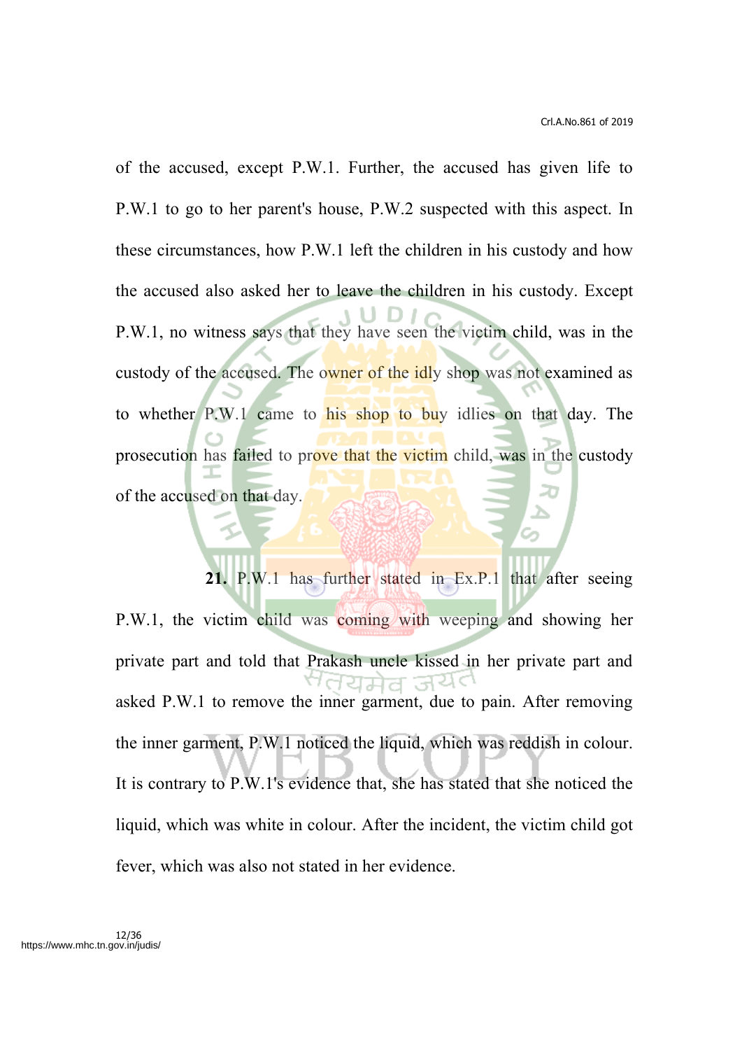of the accused, except P.W.1. Further, the accused has given life to P.W.1 to go to her parent's house, P.W.2 suspected with this aspect. In these circumstances, how P.W.1 left the children in his custody and how the accused also asked her to leave the children in his custody. Except P.W.1, no witness says that they have seen the victim child, was in the custody of the accused. The owner of the idly shop was not examined as to whether P.W.1 came to his shop to buy idlies on that day. The prosecution has failed to prove that the victim child, was in the custody of the accused on that day.

**21.** P.W.1 has further stated in Ex.P.1 that after seeing P.W.1, the victim child was coming with weeping and showing her private part and told that Prakash uncle kissed in her private part and asked P.W.1 to remove the inner garment, due to pain. After removing the inner garment, P.W.1 noticed the liquid, which was reddish in colour. It is contrary to P.W.1's evidence that, she has stated that she noticed the liquid, which was white in colour. After the incident, the victim child got fever, which was also not stated in her evidence.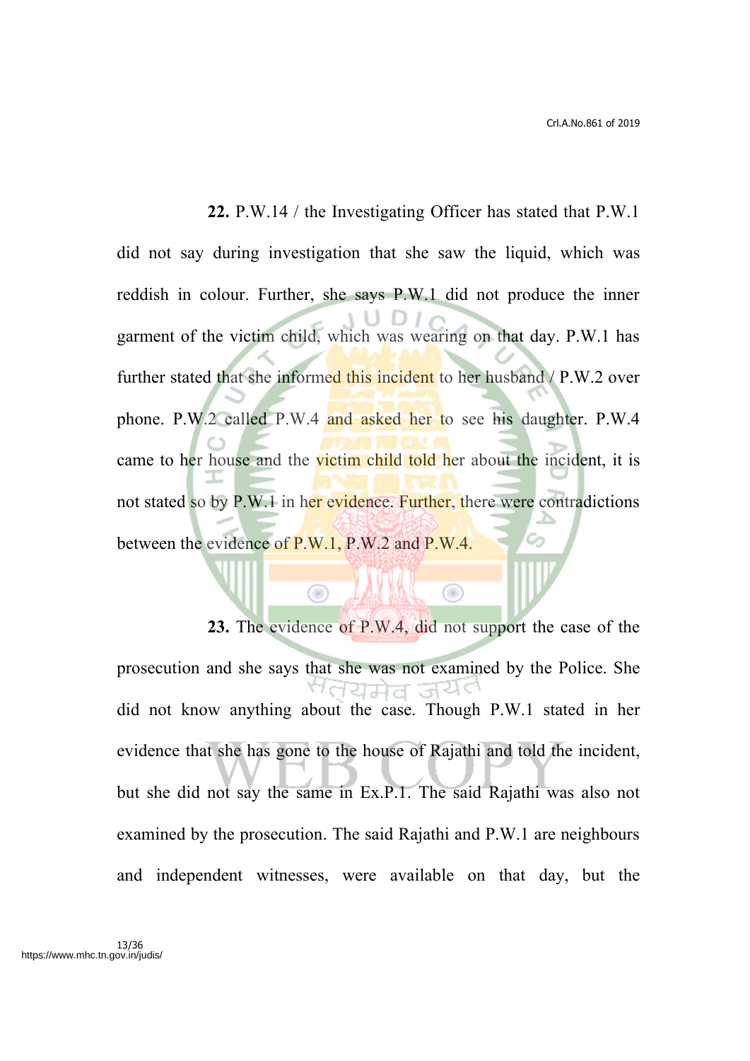**22.** P.W.14 / the Investigating Officer has stated that P.W.1 did not say during investigation that she saw the liquid, which was reddish in colour. Further, she says P.W.1 did not produce the inner garment of the victim child, which was wearing on that day. P.W.1 has further stated that she informed this incident to her husband / P.W.2 over phone. P.W.2 called P.W.4 and asked her to see his daughter. P.W.4 came to her house and the victim child told her about the incident, it is not stated so by P.W.1 in her evidence. Further, there were contradictions between the evidence of P.W.1, P.W.2 and P.W.4.

**23.** The evidence of P.W.4, did not support the case of the prosecution and she says that she was not examined by the Police. She did not know anything about the case. Though P.W.1 stated in her evidence that she has gone to the house of Rajathi and told the incident, but she did not say the same in Ex.P.1. The said Rajathi was also not examined by the prosecution. The said Rajathi and P.W.1 are neighbours and independent witnesses, were available on that day, but the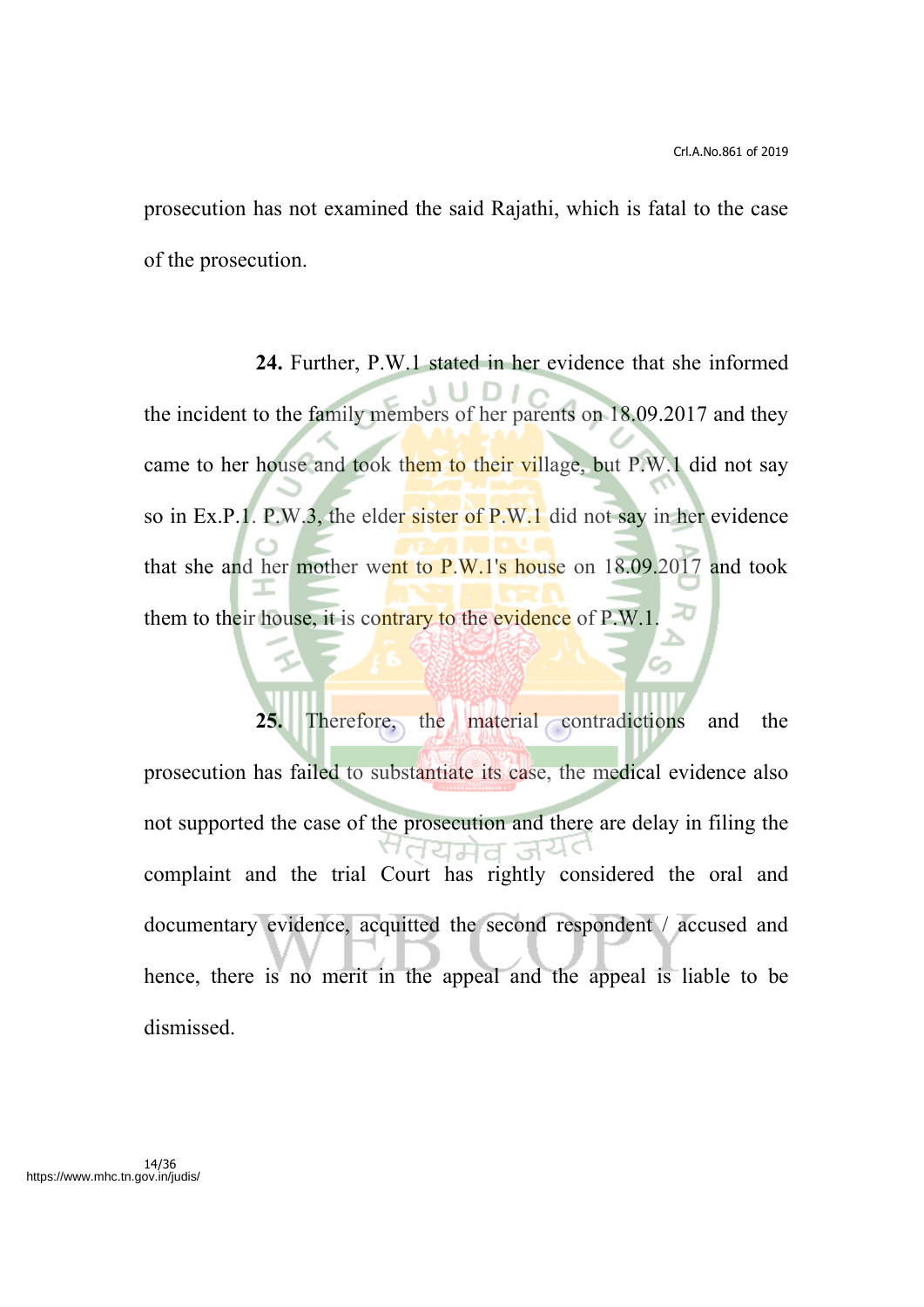prosecution has not examined the said Rajathi, which is fatal to the case of the prosecution.

**24.** Further, P.W.1 stated in her evidence that she informed the incident to the family members of her parents on 18.09.2017 and they came to her house and took them to their village, but P.W.1 did not say so in Ex.P.1. P.W.3, the elder sister of P.W.1 did not say in her evidence that she and her mother went to P.W.1's house on 18.09.2017 and took them to their house, it is contrary to the evidence of P.W.1.

**25.** Therefore, the material contradictions and the prosecution has failed to substantiate its case, the medical evidence also not supported the case of the prosecution and there are delay in filing the complaint and the trial Court has rightly considered the oral and documentary evidence, acquitted the second respondent / accused and hence, there is no merit in the appeal and the appeal is liable to be dismissed.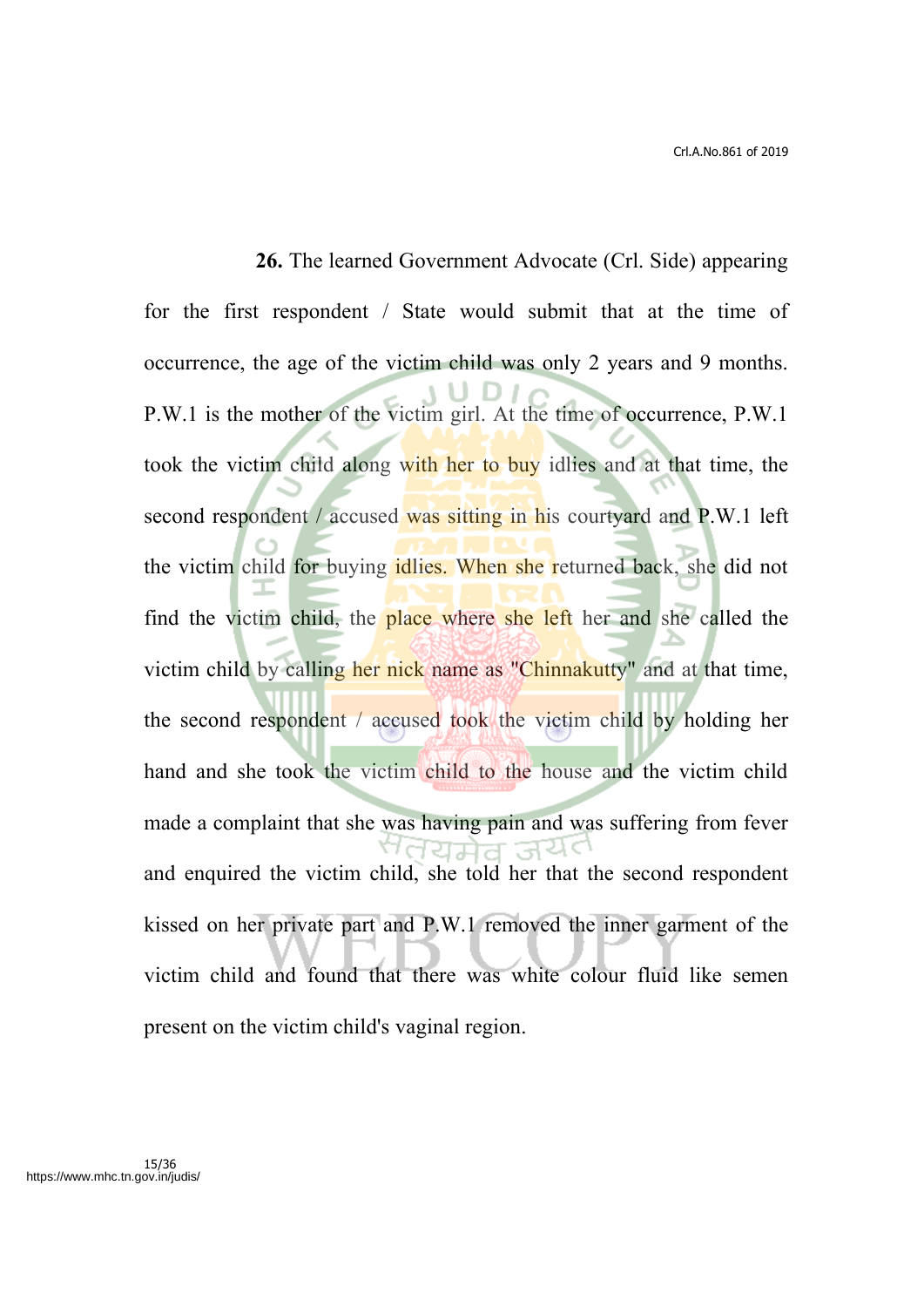**26.** The learned Government Advocate (Crl. Side) appearing for the first respondent / State would submit that at the time of occurrence, the age of the victim child was only 2 years and 9 months. P.W.1 is the mother of the victim girl. At the time of occurrence, P.W.1 took the victim child along with her to buy idlies and at that time, the second respondent / accused was sitting in his courtyard and P.W.1 left the victim child for buying idlies. When she returned back, she did not find the victim child, the place where she left her and she called the victim child by calling her nick name as "Chinnakutty" and at that time, the second respondent / accused took the victim child by holding her hand and she took the victim child to the house and the victim child made a complaint that she was having pain and was suffering from fever and enquired the victim child, she told her that the second respondent kissed on her private part and P.W.1 removed the inner garment of the victim child and found that there was white colour fluid like semen present on the victim child's vaginal region.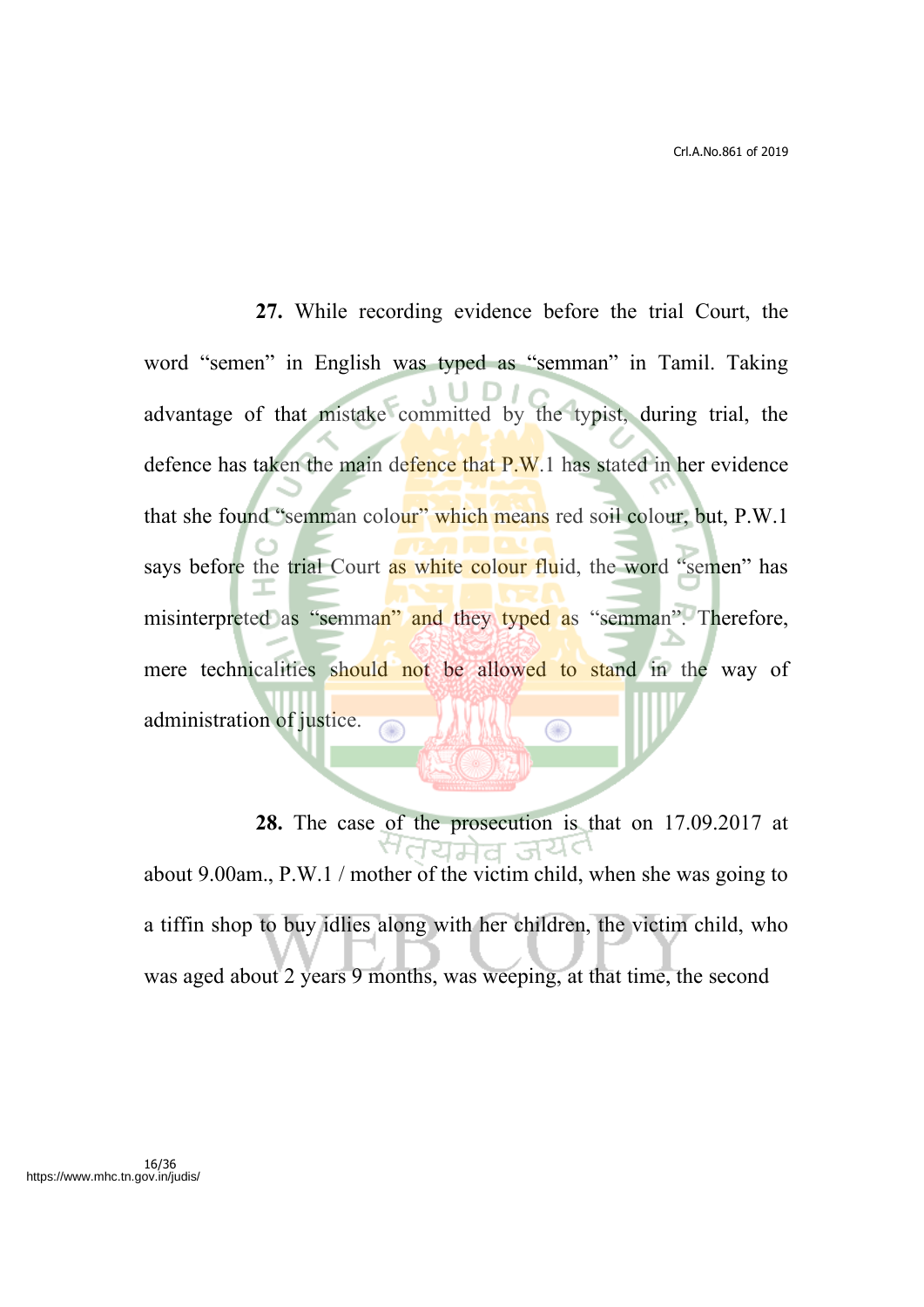**27.** While recording evidence before the trial Court, the word “semen” in English was typed as “semman” in Tamil. Taking advantage of that mistake committed by the typist, during trial, the defence has taken the main defence that P.W.1 has stated in her evidence that she found “semman colour” which means red soil colour, but, P.W.1 says before the trial Court as white colour fluid, the word “semen” has misinterpreted as “semman” and they typed as “semman”. Therefore, mere technicalities should not be allowed to stand in the way of administration of justice.

**28.** The case of the prosecution is that on 17.09.2017 at about 9.00am., P.W.1 / mother of the victim child, when she was going to a tiffin shop to buy idlies along with her children, the victim child, who was aged about 2 years 9 months, was weeping, at that time, the second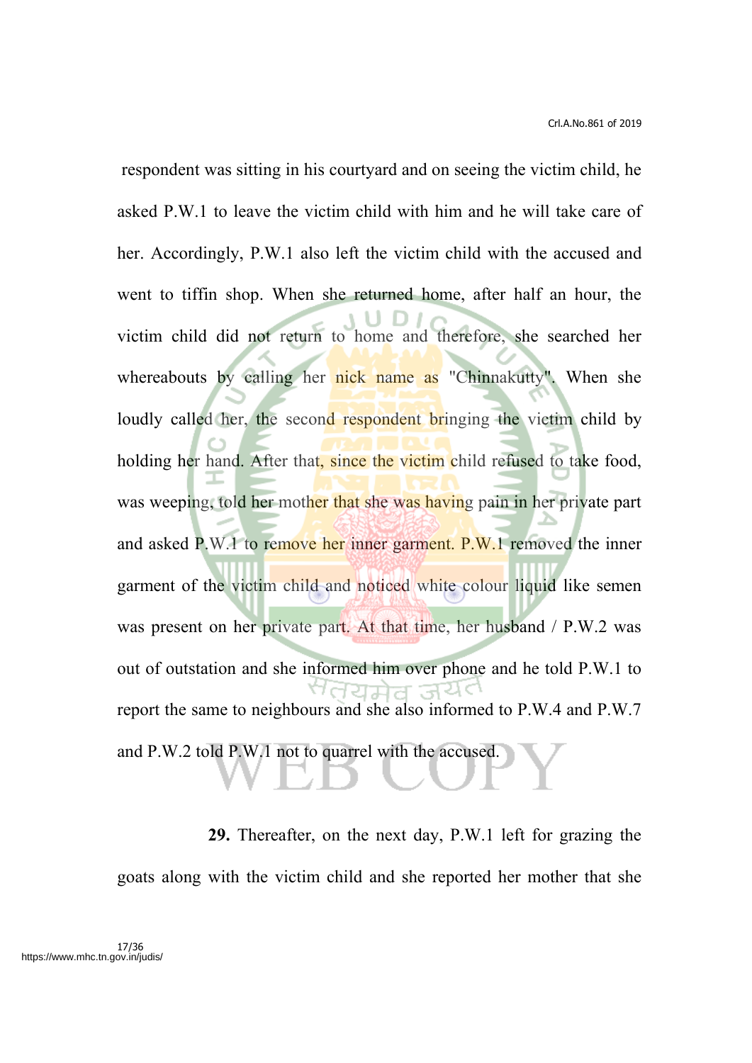respondent was sitting in his courtyard and on seeing the victim child, he asked P.W.1 to leave the victim child with him and he will take care of her. Accordingly, P.W.1 also left the victim child with the accused and went to tiffin shop. When she returned home, after half an hour, the victim child did not return to home and therefore, she searched her whereabouts by calling her nick name as "Chinnakutty". When she loudly called her, the second respondent bringing the victim child by holding her hand. After that, since the victim child refused to take food, was weeping, told her mother that she was having pain in her private part and asked P.W.1 to remove her inner garment. P.W.1 removed the inner garment of the victim child and noticed white colour liquid like semen was present on her private part. At that time, her husband / P.W.2 was out of outstation and she informed him over phone and he told P.W.1 to report the same to neighbours and she also informed to P.W.4 and P.W.7 and P.W.2 told P.W.1 not to quarrel with the accused.

**29.** Thereafter, on the next day, P.W.1 left for grazing the goats along with the victim child and she reported her mother that she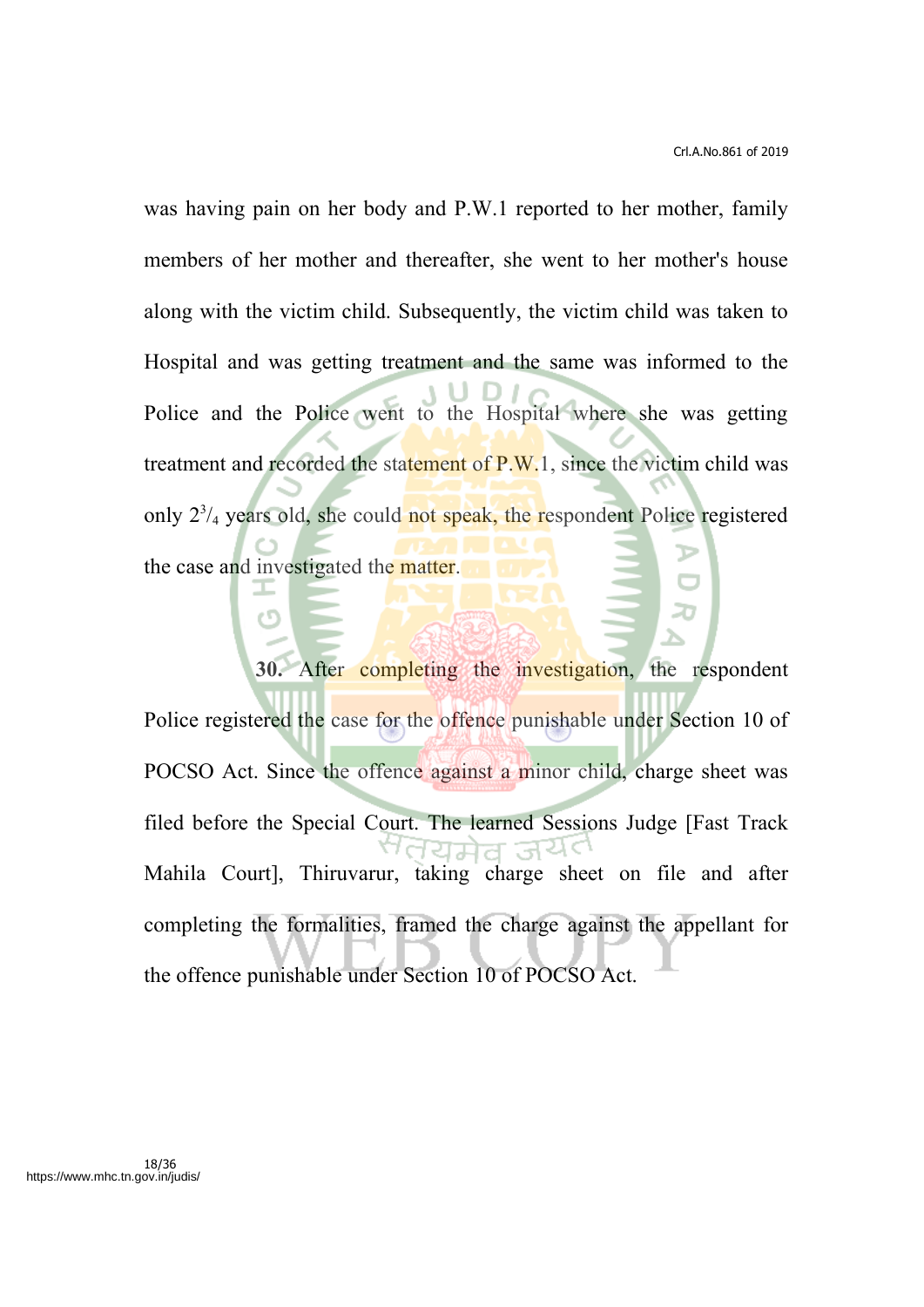was having pain on her body and P.W.1 reported to her mother, family members of her mother and thereafter, she went to her mother's house along with the victim child. Subsequently, the victim child was taken to Hospital and was getting treatment and the same was informed to the Police and the Police went to the Hospital where she was getting treatment and recorded the statement of P.W.1, since the victim child was only $2^{3}/_{4}$ years old, she could not speak, the respondent Police registered the case and investigated the matter.

**30.** After completing the investigation, the respondent Police registered the case for the offence punishable under Section 10 of POCSO Act. Since the offence against a minor child, charge sheet was filed before the Special Court. The learned Sessions Judge [Fast Track Mahila Court], Thiruvarur, taking charge sheet on file and after completing the formalities, framed the charge against the appellant for the offence punishable under Section 10 of POCSO Act.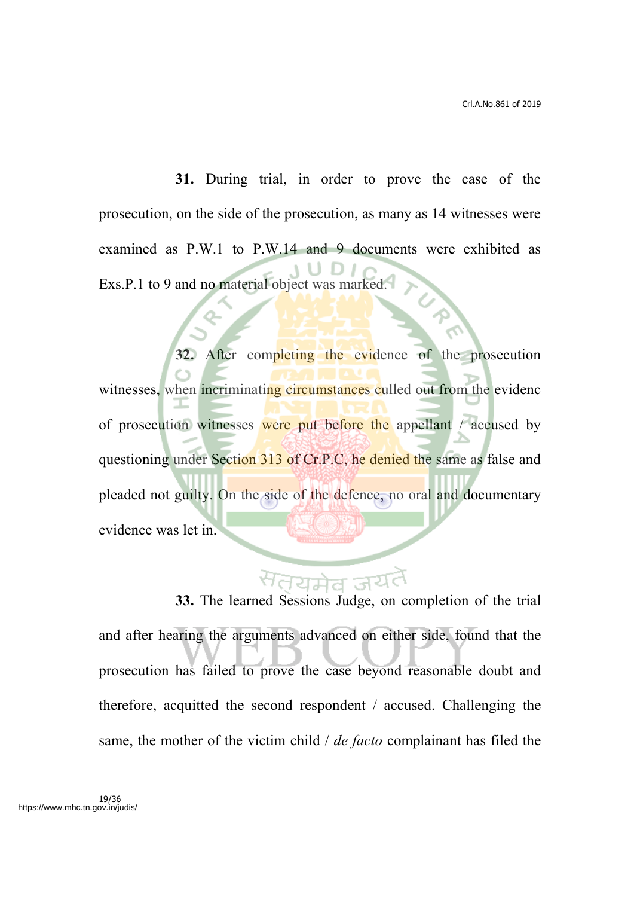**31.** During trial, in order to prove the case of the prosecution, on the side of the prosecution, as many as 14 witnesses were examined as P.W.1 to P.W.14 and 9 documents were exhibited as Exs.P.1 to 9 and no material object was marked.

**32.** After completing the evidence of the prosecution witnesses, when incriminating circumstances culled out from the evidenc of prosecution witnesses were put before the appellant / accused by questioning under Section 313 of Cr.P.C, he denied the same as false and pleaded not guilty. On the side of the defence, no oral and documentary evidence was let in.

**33.** The learned Sessions Judge, on completion of the trial and after hearing the arguments advanced on either side, found that the prosecution has failed to prove the case beyond reasonable doubt and therefore, acquitted the second respondent / accused. Challenging the same, the mother of the victim child / *de facto* complainant has filed the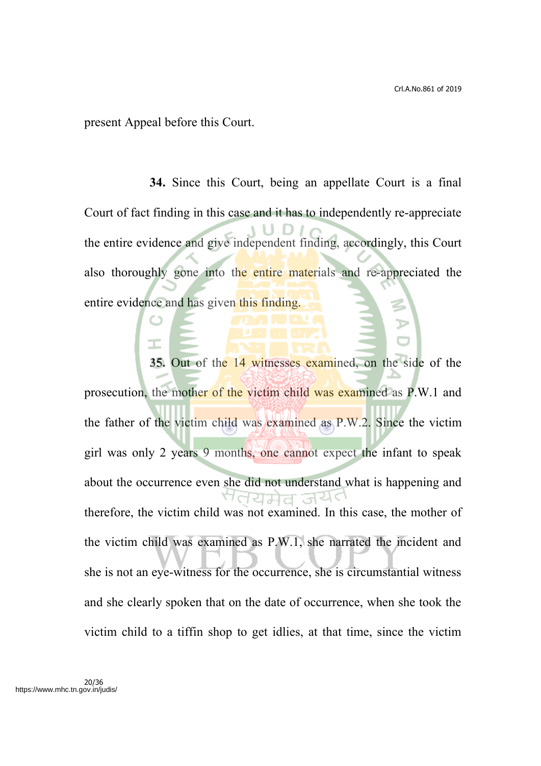present Appeal before this Court.

**34.** Since this Court, being an appellate Court is a final Court of fact finding in this case and it has to independently re-appreciate the entire evidence and give independent finding, accordingly, this Court also thoroughly gone into the entire materials and re-appreciated the entire evidence and has given this finding.

**35.** Out of the 14 witnesses examined, on the side of the prosecution, the mother of the victim child was examined as P.W.1 and the father of the victim child was examined as P.W.2. Since the victim girl was only 2 years 9 months, one cannot expect the infant to speak about the occurrence even she did not understand what is happening and therefore, the victim child was not examined. In this case, the mother of the victim child was examined as P.W.1, she narrated the incident and she is not an eye-witness for the occurrence, she is circumstantial witness and she clearly spoken that on the date of occurrence, when she took the victim child to a tiffin shop to get idlies, at that time, since the victim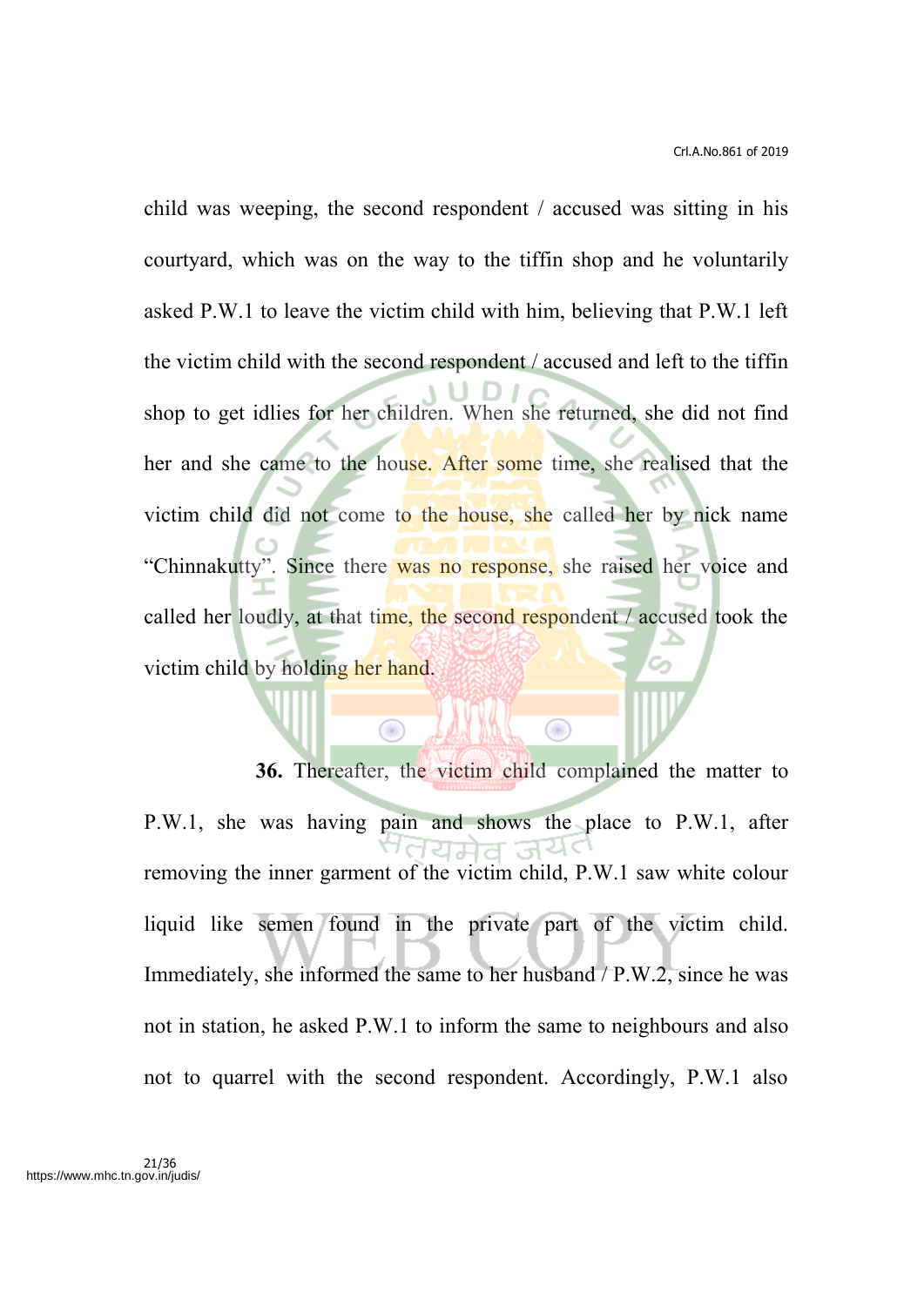child was weeping, the second respondent / accused was sitting in his courtyard, which was on the way to the tiffin shop and he voluntarily asked P.W.1 to leave the victim child with him, believing that P.W.1 left the victim child with the second respondent / accused and left to the tiffin shop to get idlies for her children. When she returned, she did not find her and she came to the house. After some time, she realised that the victim child did not come to the house, she called her by nick name "Chinnakutty". Since there was no response, she raised her voice and called her loudly, at that time, the second respondent / accused took the victim child by holding her hand.

**36.** Thereafter, the victim child complained the matter to P.W.1, she was having pain and shows the place to P.W.1, after removing the inner garment of the victim child, P.W.1 saw white colour liquid like semen found in the private part of the victim child. Immediately, she informed the same to her husband / P.W.2, since he was not in station, he asked P.W.1 to inform the same to neighbours and also not to quarrel with the second respondent. Accordingly, P.W.1 also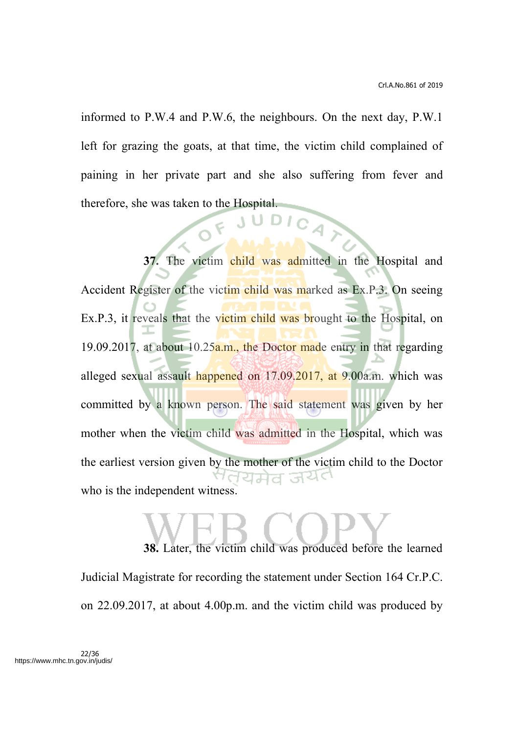informed to P.W.4 and P.W.6, the neighbours. On the next day, P.W.1 left for grazing the goats, at that time, the victim child complained of paining in her private part and she also suffering from fever and therefore, she was taken to the Hospital.

**37.** The victim child was admitted in the Hospital and Accident Register of the victim child was marked as Ex.P.3. On seeing Ex.P.3, it reveals that the victim child was brought to the Hospital, on 19.09.2017, at about 10.25a.m., the Doctor made entry in that regarding alleged sexual assault happened on 17.09.2017, at 9.00a.m. which was committed by a known person. The said statement was given by her mother when the victim child was admitted in the Hospital, which was the earliest version given by the mother of the victim child to the Doctor who is the independent witness.

**38.** Later, the victim child was produced before the learned Judicial Magistrate for recording the statement under Section 164 Cr.P.C. on 22.09.2017, at about 4.00p.m. and the victim child was produced by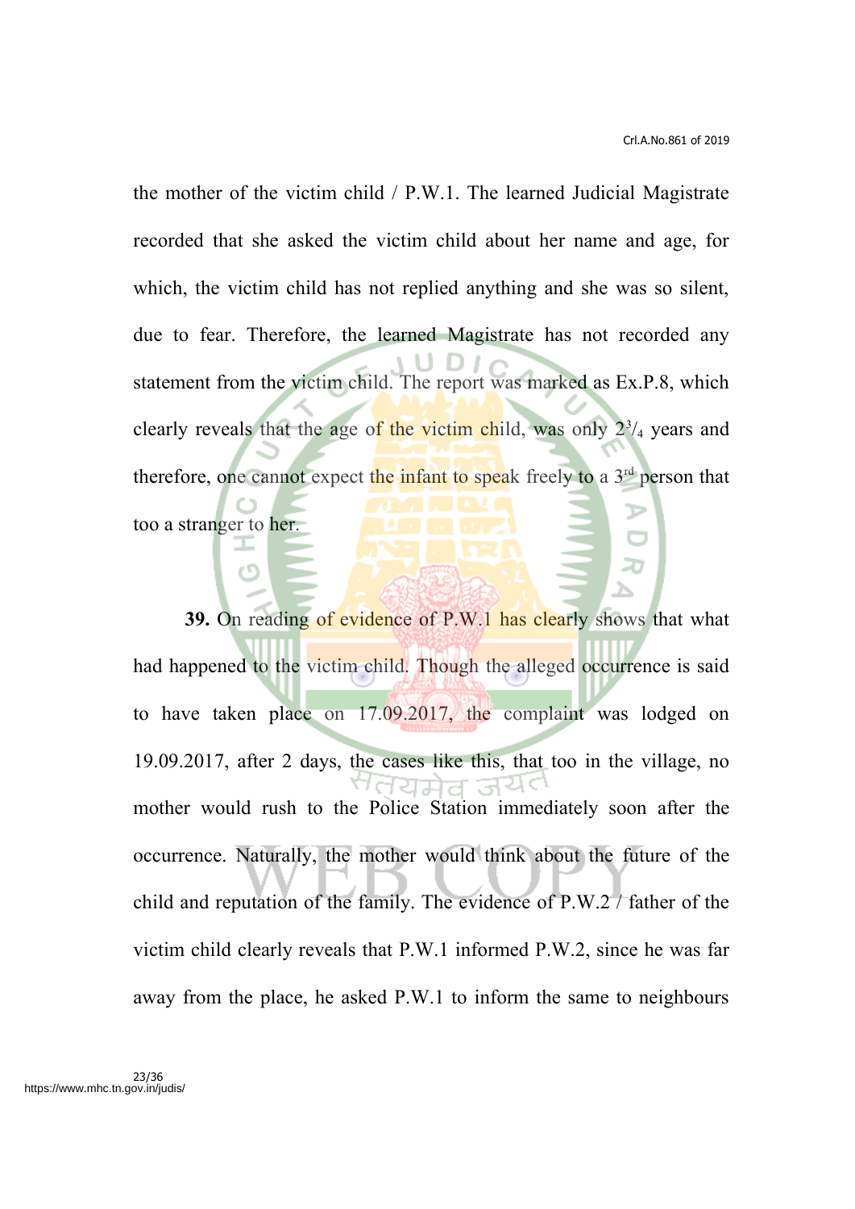the mother of the victim child / P.W.1. The learned Judicial Magistrate recorded that she asked the victim child about her name and age, for which, the victim child has not replied anything and she was so silent, due to fear. Therefore, the learned Magistrate has not recorded any statement from the victim child. The report was marked as Ex.P.8, which clearly reveals that the age of the victim child, was only $2^3/_4$ years and therefore, one cannot expect the infant to speak freely to a 3rd person that too a stranger to her.

**39.** On reading of evidence of P.W.1 has clearly shows that what had happened to the victim child. Though the alleged occurrence is said to have taken place on 17.09.2017, the complaint was lodged on 19.09.2017, after 2 days, the cases like this, that too in the village, no mother would rush to the Police Station immediately soon after the occurrence. Naturally, the mother would think about the future of the child and reputation of the family. The evidence of P.W.2 / father of the victim child clearly reveals that P.W.1 informed P.W.2, since he was far away from the place, he asked P.W.1 to inform the same to neighbours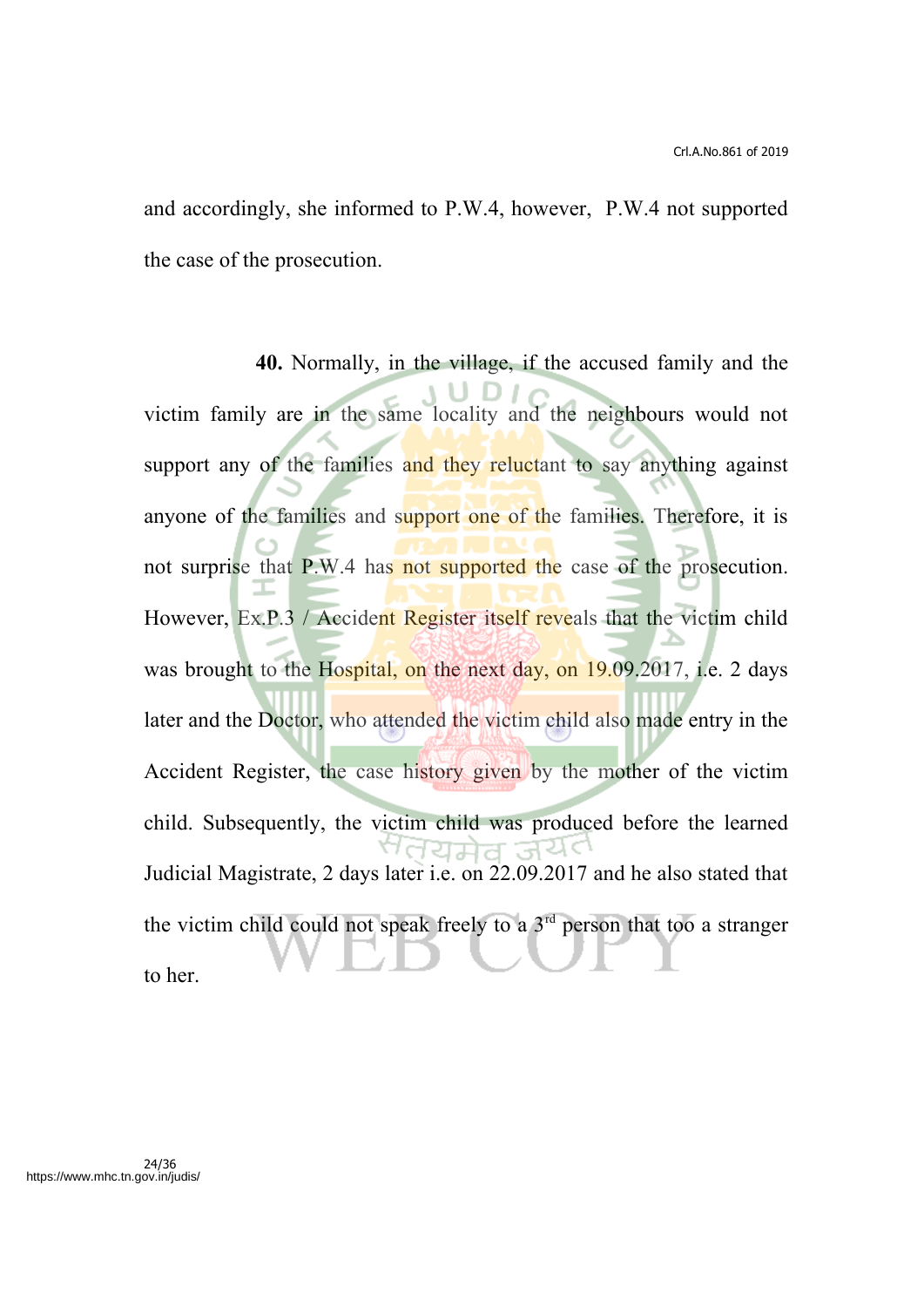and accordingly, she informed to P.W.4, however, P.W.4 not supported the case of the prosecution.

**40.** Normally, in the village, if the accused family and the victim family are in the same locality and the neighbours would not support any of the families and they reluctant to say anything against anyone of the families and support one of the families. Therefore, it is not surprise that P.W.4 has not supported the case of the prosecution. However, Ex.P.3 / Accident Register itself reveals that the victim child was brought to the Hospital, on the next day, on 19.09.2017, i.e. 2 days later and the Doctor, who attended the victim child also made entry in the Accident Register, the case history given by the mother of the victim child. Subsequently, the victim child was produced before the learned Judicial Magistrate, 2 days later i.e. on 22.09.2017 and he also stated that the victim child could not speak freely to a 3rd person that too a stranger to her.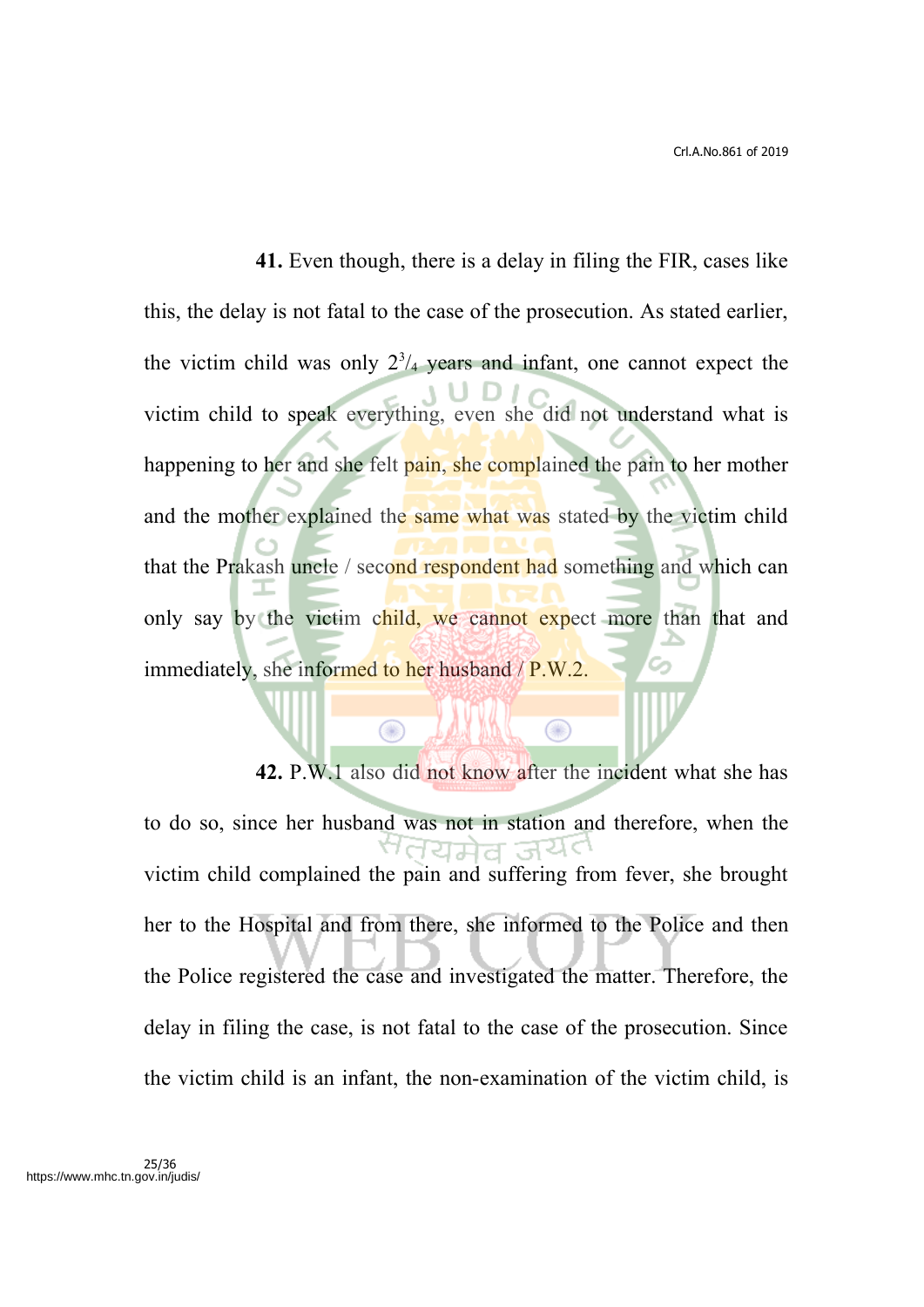**41.** Even though, there is a delay in filing the FIR, cases like this, the delay is not fatal to the case of the prosecution. As stated earlier, the victim child was only $2^3/_4$ years and infant, one cannot expect the victim child to speak everything, even she did not understand what is happening to her and she felt pain, she complained the pain to her mother and the mother explained the same what was stated by the victim child that the Prakash uncle / second respondent had something and which can only say by the victim child, we cannot expect more than that and immediately, she informed to her husband / P.W.2.

**42.** P.W.1 also did not know after the incident what she has to do so, since her husband was not in station and therefore, when the victim child complained the pain and suffering from fever, she brought her to the Hospital and from there, she informed to the Police and then the Police registered the case and investigated the matter. Therefore, the delay in filing the case, is not fatal to the case of the prosecution. Since the victim child is an infant, the non-examination of the victim child, is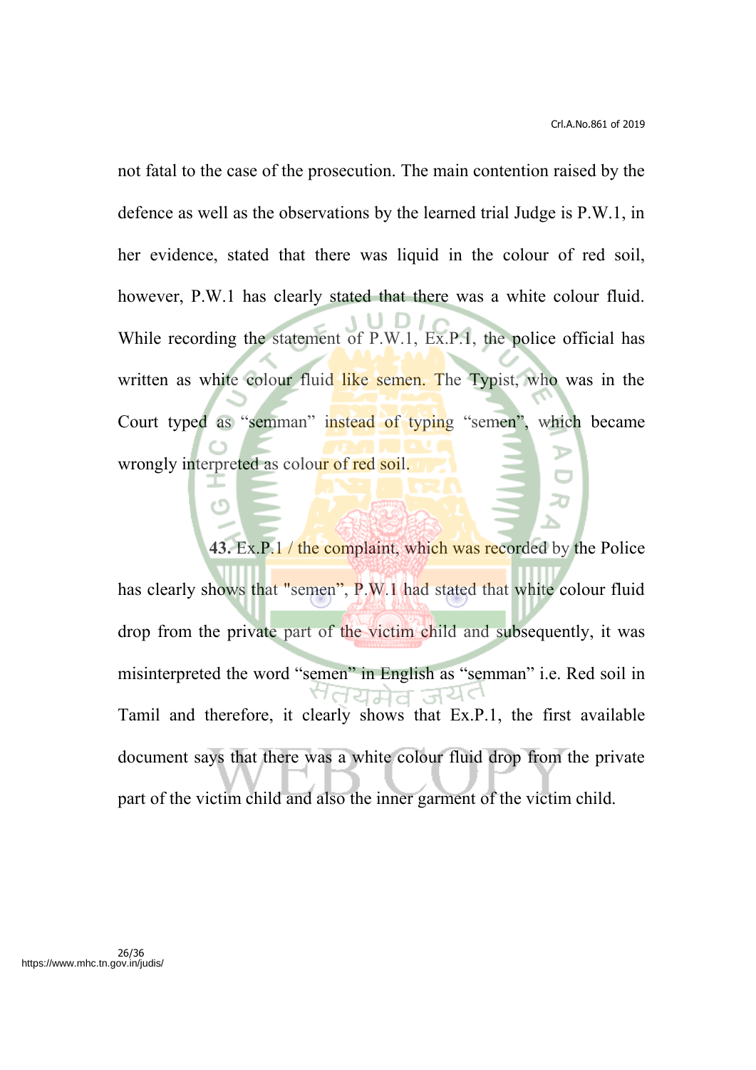not fatal to the case of the prosecution. The main contention raised by the defence as well as the observations by the learned trial Judge is P.W.1, in her evidence, stated that there was liquid in the colour of red soil, however, P.W.1 has clearly stated that there was a white colour fluid. While recording the statement of P.W.1, Ex.P.1, the police official has written as white colour fluid like semen. The Typist, who was in the Court typed as "semman" instead of typing "semen", which became wrongly interpreted as colour of red soil.

**43.** Ex.P.1 / the complaint, which was recorded by the Police has clearly shows that "semen", P.W.1 had stated that white colour fluid drop from the private part of the victim child and subsequently, it was misinterpreted the word "semen" in English as "semman" i.e. Red soil in Tamil and therefore, it clearly shows that Ex.P.1, the first available document says that there was a white colour fluid drop from the private part of the victim child and also the inner garment of the victim child.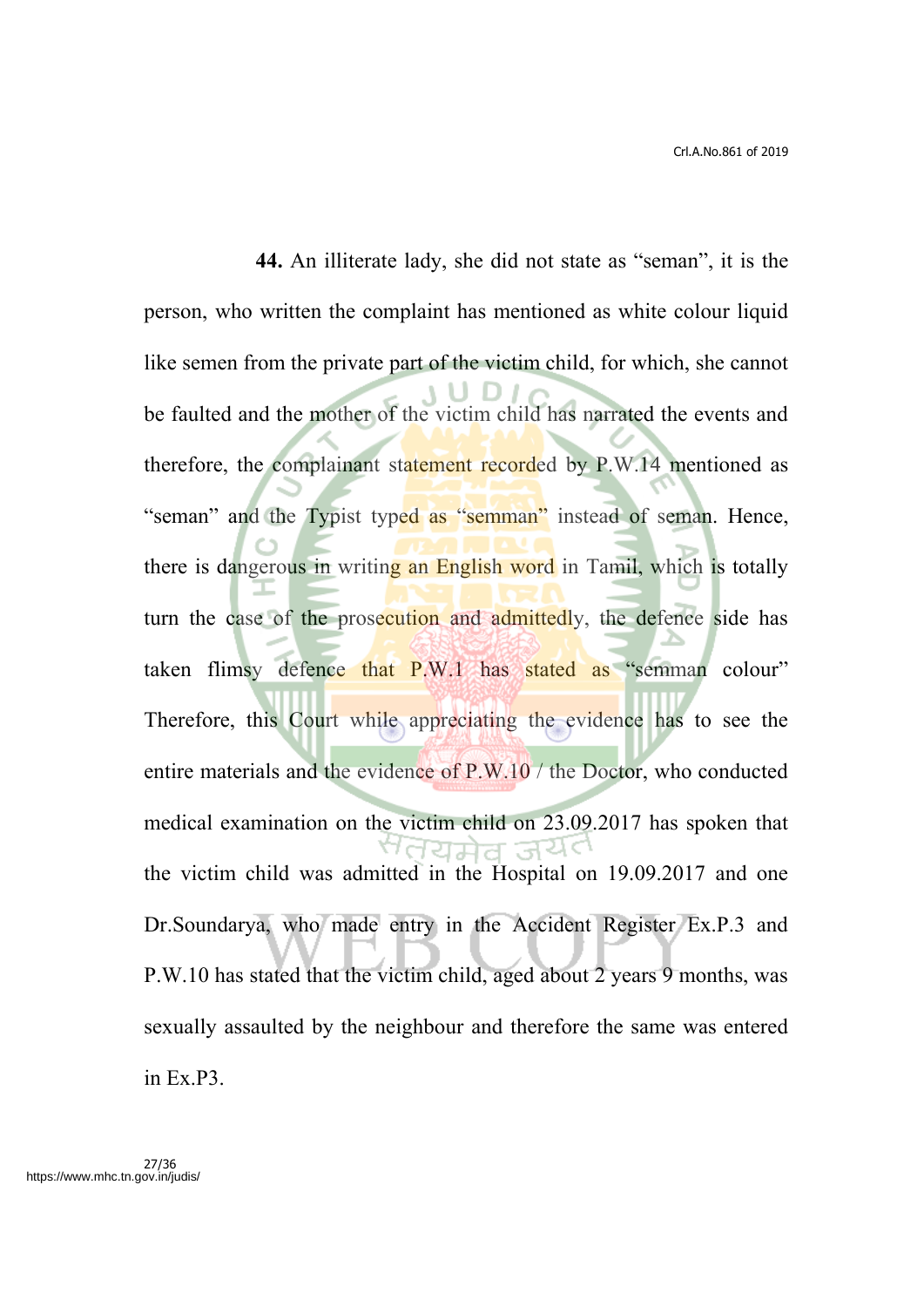**44.** An illiterate lady, she did not state as "seman", it is the person, who written the complaint has mentioned as white colour liquid like semen from the private part of the victim child, for which, she cannot be faulted and the mother of the victim child has narrated the events and therefore, the complainant statement recorded by P.W.14 mentioned as "seman" and the Typist typed as "semman" instead of seman. Hence, there is dangerous in writing an English word in Tamil, which is totally turn the case of the prosecution and admittedly, the defence side has taken flimsy defence that P.W.1 has stated as "semman colour" Therefore, this Court while appreciating the evidence has to see the entire materials and the evidence of P.W.10 / the Doctor, who conducted medical examination on the victim child on 23.09.2017 has spoken that the victim child was admitted in the Hospital on 19.09.2017 and one Dr.Soundarya, who made entry in the Accident Register Ex.P.3 and P.W.10 has stated that the victim child, aged about 2 years 9 months, was sexually assaulted by the neighbour and therefore the same was entered in Ex.P3.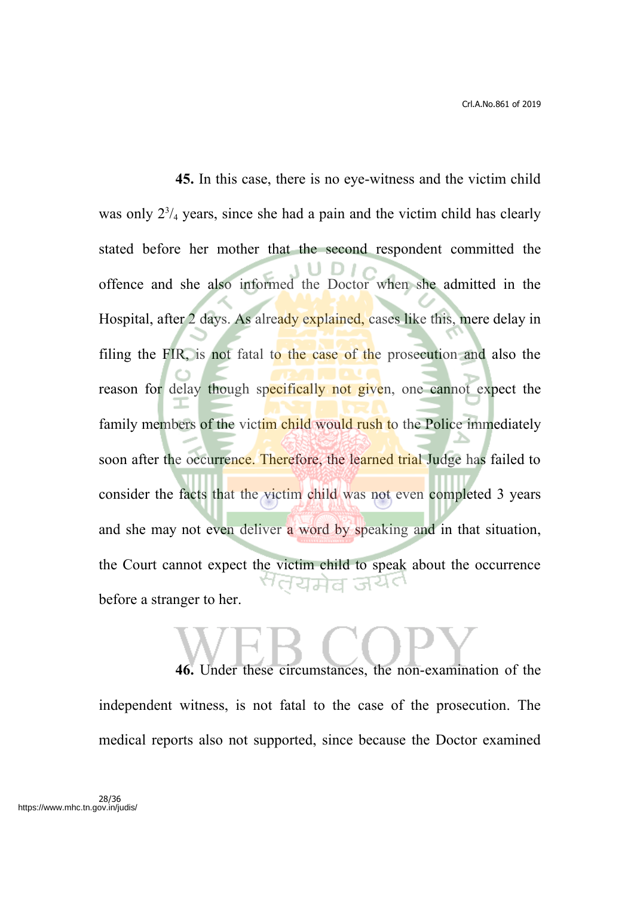**45.** In this case, there is no eye-witness and the victim child was only $2^{3}/_{4}$ years, since she had a pain and the victim child has clearly stated before her mother that the second respondent committed the offence and she also informed the Doctor when she admitted in the Hospital, after 2 days. As already explained, cases like this, mere delay in filing the FIR, is not fatal to the case of the prosecution and also the reason for delay though specifically not given, one cannot expect the family members of the victim child would rush to the Police immediately soon after the occurrence. Therefore, the learned trial Judge has failed to consider the facts that the victim child was not even completed 3 years and she may not even deliver a word by speaking and in that situation, the Court cannot expect the victim child to speak about the occurrence before a stranger to her.

**46.** Under these circumstances, the non-examination of the independent witness, is not fatal to the case of the prosecution. The medical reports also not supported, since because the Doctor examined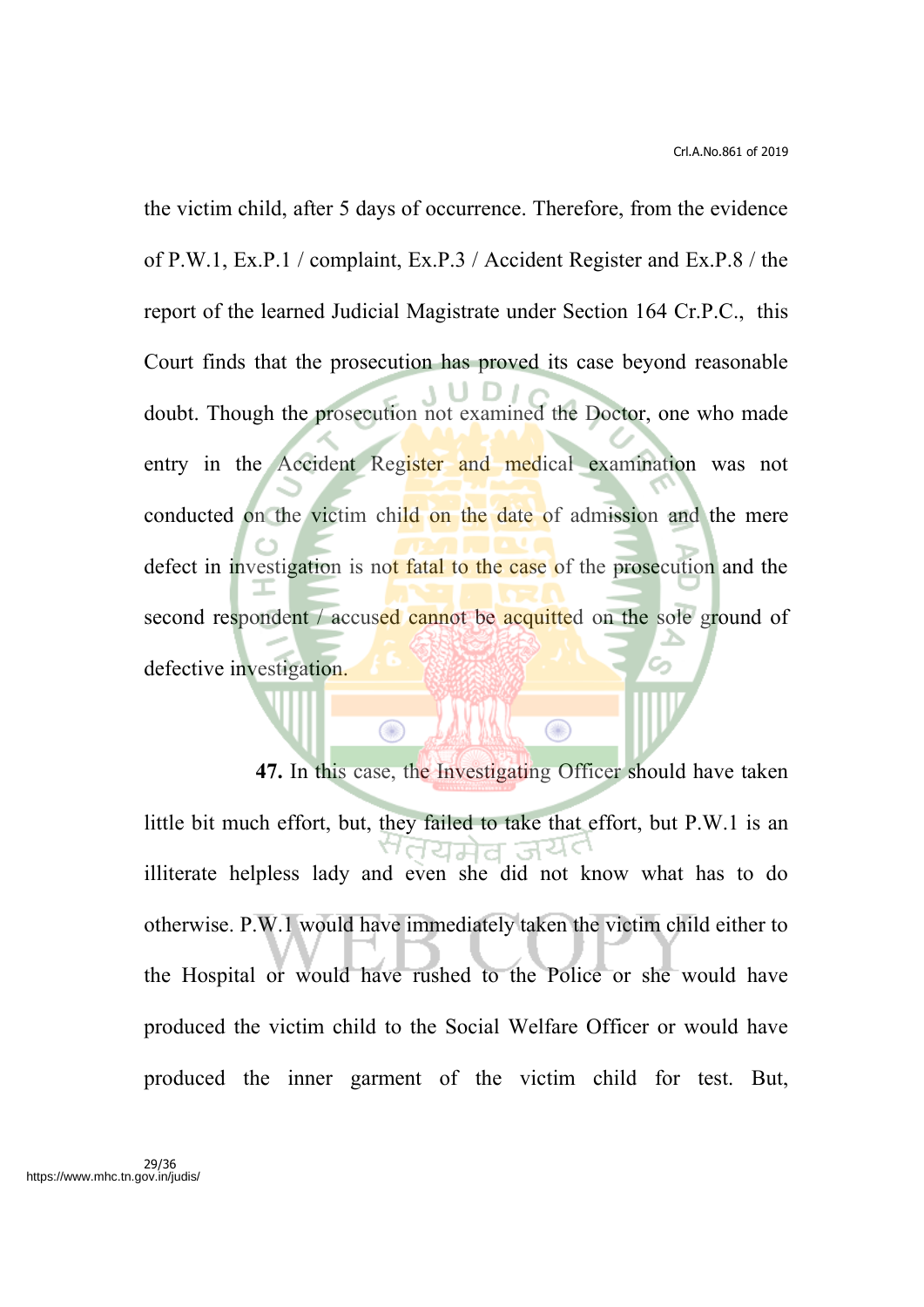the victim child, after 5 days of occurrence. Therefore, from the evidence of P.W.1, Ex.P.1 / complaint, Ex.P.3 / Accident Register and Ex.P.8 / the report of the learned Judicial Magistrate under Section 164 Cr.P.C., this Court finds that the prosecution has proved its case beyond reasonable doubt. Though the prosecution not examined the Doctor, one who made entry in the Accident Register and medical examination was not conducted on the victim child on the date of admission and the mere defect in investigation is not fatal to the case of the prosecution and the second respondent / accused cannot be acquitted on the sole ground of defective investigation.

**47.** In this case, the Investigating Officer should have taken little bit much effort, but, they failed to take that effort, but P.W.1 is an illiterate helpless lady and even she did not know what has to do otherwise. P.W.1 would have immediately taken the victim child either to the Hospital or would have rushed to the Police or she would have produced the victim child to the Social Welfare Officer or would have produced the inner garment of the victim child for test. But,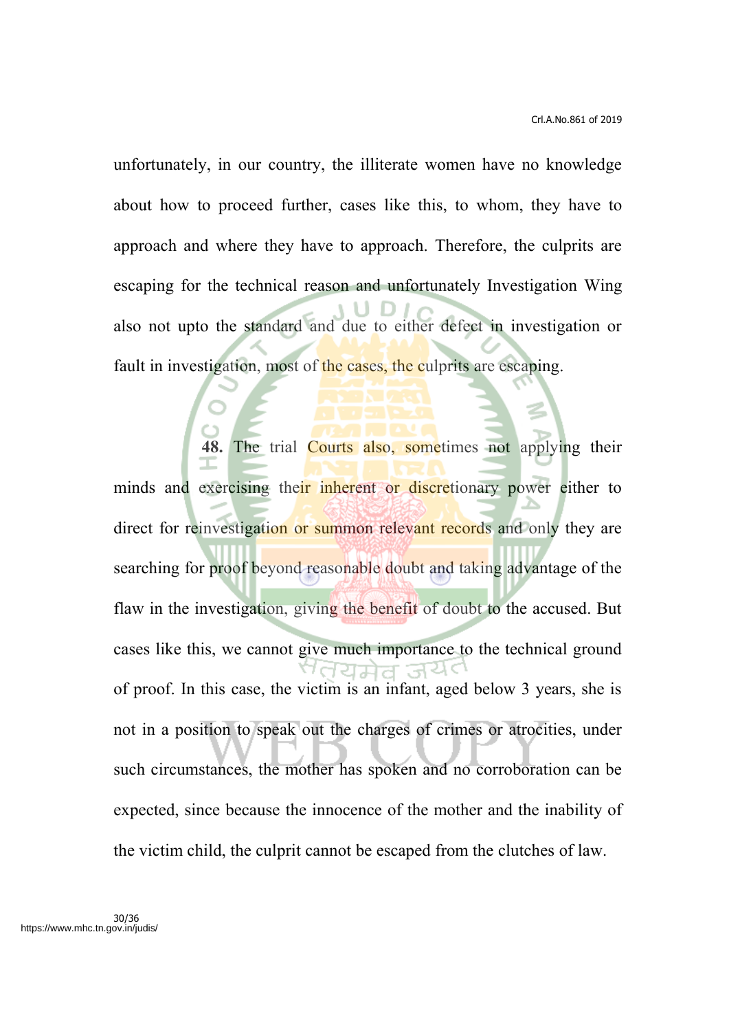unfortunately, in our country, the illiterate women have no knowledge about how to proceed further, cases like this, to whom, they have to approach and where they have to approach. Therefore, the culprits are escaping for the technical reason and unfortunately Investigation Wing also not upto the standard and due to either defect in investigation or fault in investigation, most of the cases, the culprits are escaping.

**48.** The trial Courts also, sometimes not applying their minds and exercising their inherent or discretionary power either to direct for reinvestigation or summon relevant records and only they are searching for proof beyond reasonable doubt and taking advantage of the flaw in the investigation, giving the benefit of doubt to the accused. But cases like this, we cannot give much importance to the technical ground of proof. In this case, the victim is an infant, aged below 3 years, she is not in a position to speak out the charges of crimes or atrocities, under such circumstances, the mother has spoken and no corroboration can be expected, since because the innocence of the mother and the inability of the victim child, the culprit cannot be escaped from the clutches of law.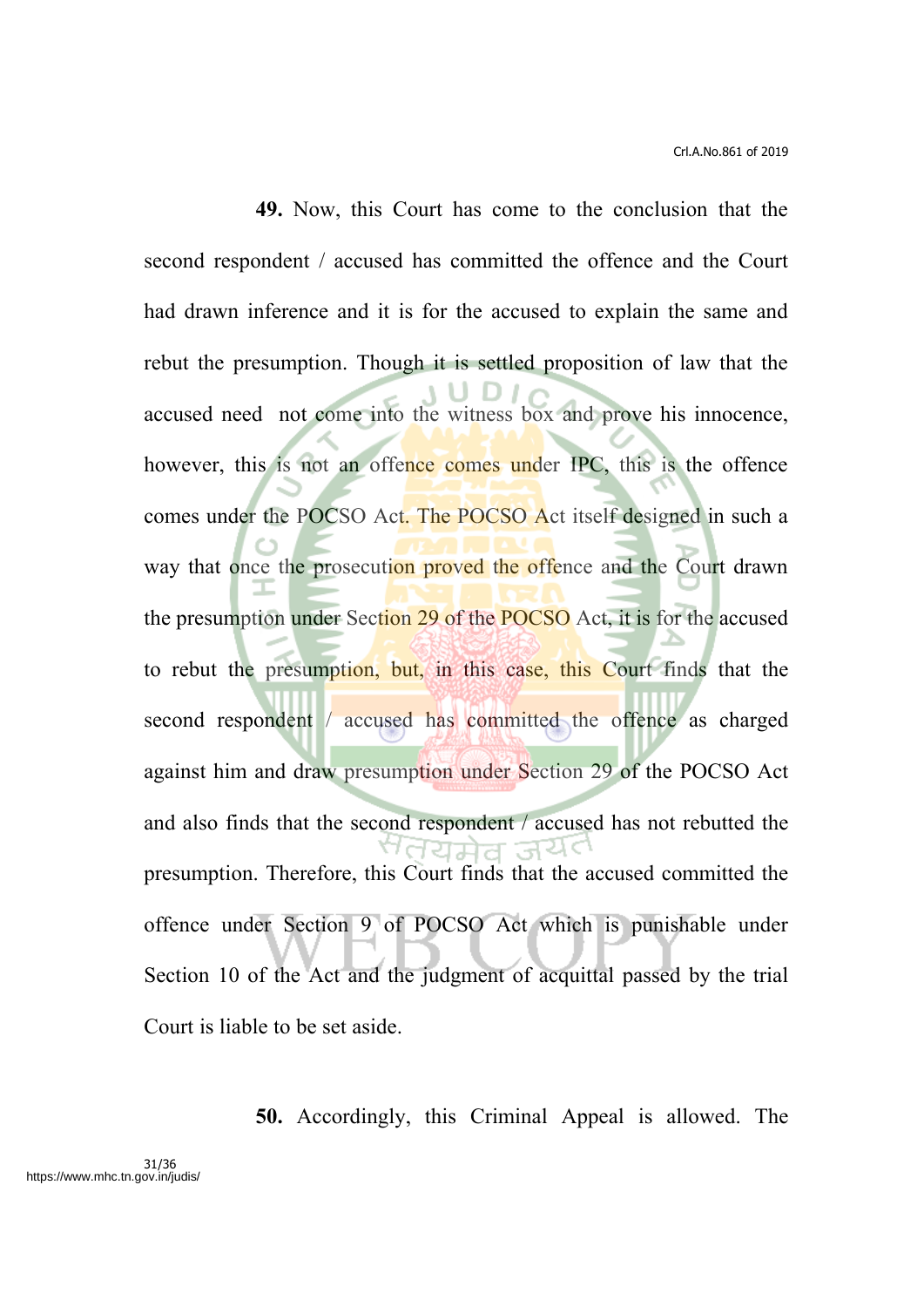**49.** Now, this Court has come to the conclusion that the second respondent / accused has committed the offence and the Court had drawn inference and it is for the accused to explain the same and rebut the presumption. Though it is settled proposition of law that the accused need not come into the witness box and prove his innocence, however, this is not an offence comes under IPC, this is the offence comes under the POCSO Act. The POCSO Act itself designed in such a way that once the prosecution proved the offence and the Court drawn the presumption under Section 29 of the POCSO Act, it is for the accused to rebut the presumption, but, in this case, this Court finds that the second respondent / accused has committed the offence as charged against him and draw presumption under Section 29 of the POCSO Act and also finds that the second respondent / accused has not rebutted the presumption. Therefore, this Court finds that the accused committed the offence under Section 9 of POCSO Act which is punishable under Section 10 of the Act and the judgment of acquittal passed by the trial Court is liable to be set aside.

**50.** Accordingly, this Criminal Appeal is allowed. The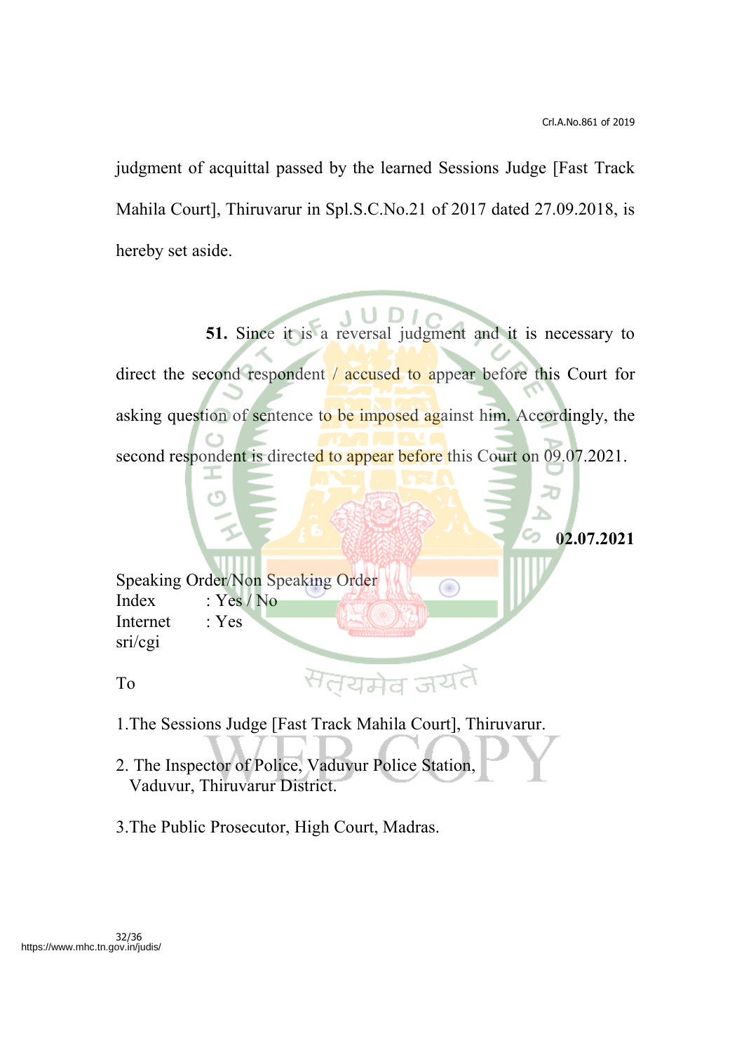judgment of acquittal passed by the learned Sessions Judge [Fast Track Mahila Court], Thiruvarur in Spl.S.C.No.21 of 2017 dated 27.09.2018, is hereby set aside.

**51.** Since it is a reversal judgment and it is necessary to direct the second respondent / accused to appear before this Court for asking question of sentence to be imposed against him. Accordingly, the second respondent is directed to appear before this Court on 09.07.2021.

**02.07.2021**

Speaking Order/Non Speaking Order
Index : Yes / No
Internet : Yes
sri/cgi

To

1.The Sessions Judge [Fast Track Mahila Court], Thiruvarur.

2. The Inspector of Police, Vaduvur Police Station,
   Vaduvur, Thiruvarur District.

3.The Public Prosecutor, High Court, Madras.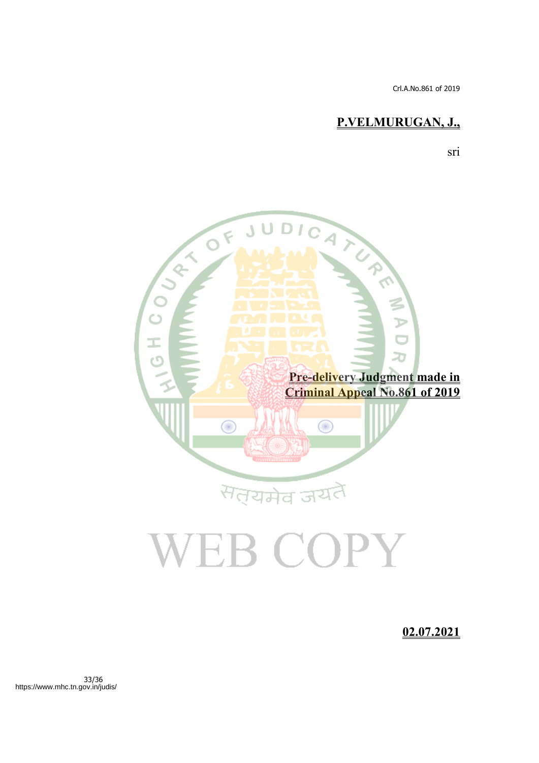**P.VELMURUGAN, J.,**

sri

**Pre-delivery Judgment made in Criminal Appeal No.861 of 2019**

**02.07.2021**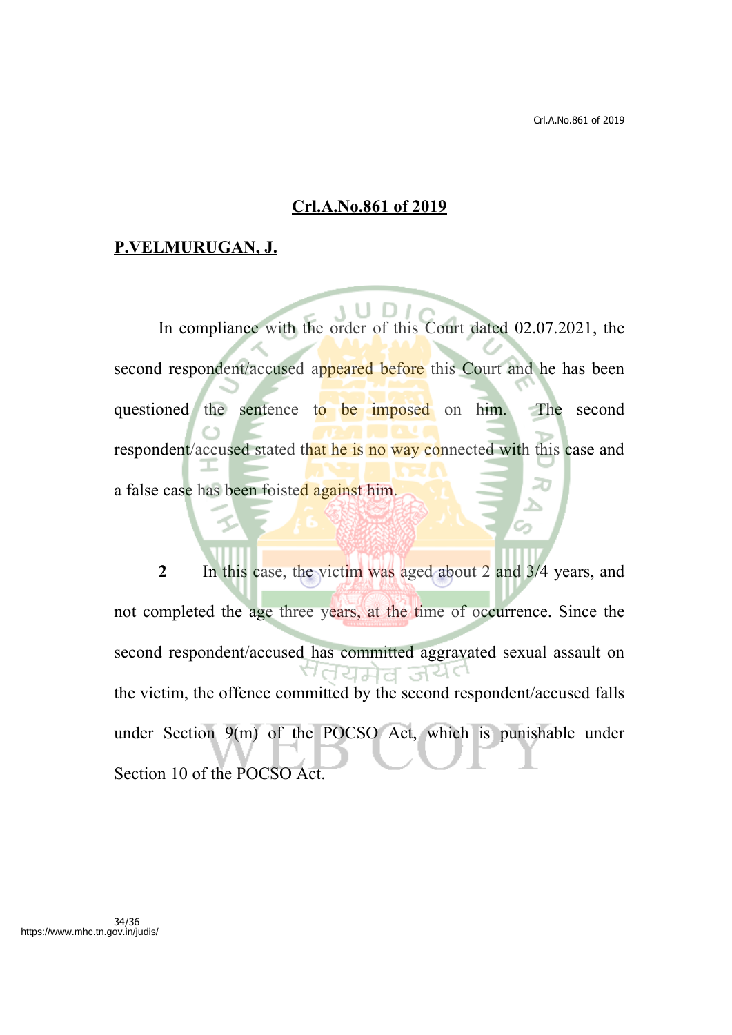**Crl.A.No.861 of 2019**

**P.VELMURUGAN, J.**

In compliance with the order of this Court dated 02.07.2021, the second respondent/accused appeared before this Court and he has been questioned the sentence to be imposed on him. The second respondent/accused stated that he is no way connected with this case and a false case has been foisted against him.

**2** In this case, the victim was aged about 2 and 3/4 years, and not completed the age three years, at the time of occurrence. Since the second respondent/accused has committed aggravated sexual assault on the victim, the offence committed by the second respondent/accused falls under Section 9(m) of the POCSO Act, which is punishable under Section 10 of the POCSO Act.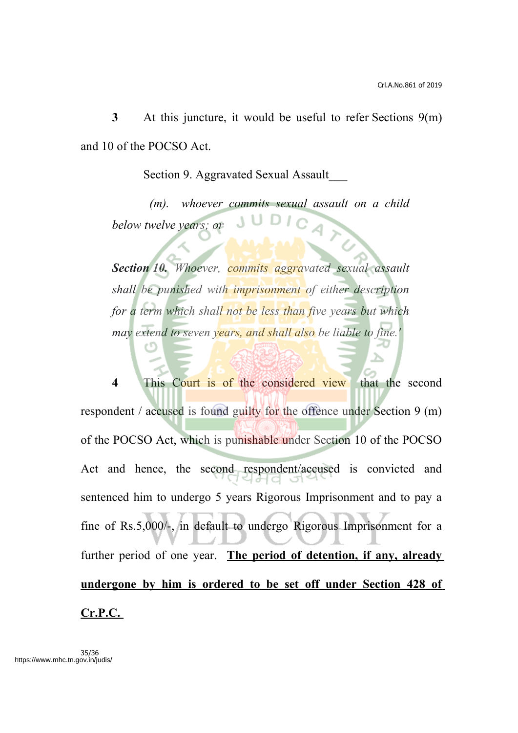**3** At this juncture, it would be useful to refer Sections 9(m) and 10 of the POCSO Act.

> Section 9. Aggravated Sexual Assault___
>
> *(m). whoever commits sexual assault on a child below twelve years; or*
>
> ***Section 10.*** *Whoever, commits aggravated sexual assault shall be punished with imprisonment of either description for a term which shall not be less than five years but which may extend to seven years, and shall also be liable to fine.'*

**4** This Court is of the considered view that the second respondent / accused is found guilty for the offence under Section 9 (m) of the POCSO Act, which is punishable under Section 10 of the POCSO Act and hence, the second respondent/accused is convicted and sentenced him to undergo 5 years Rigorous Imprisonment and to pay a fine of Rs.5,000/-, in default to undergo Rigorous Imprisonment for a further period of one year. <u>**The period of detention, if any, already undergone by him is ordered to be set off under Section 428 of Cr.P.C.**</u>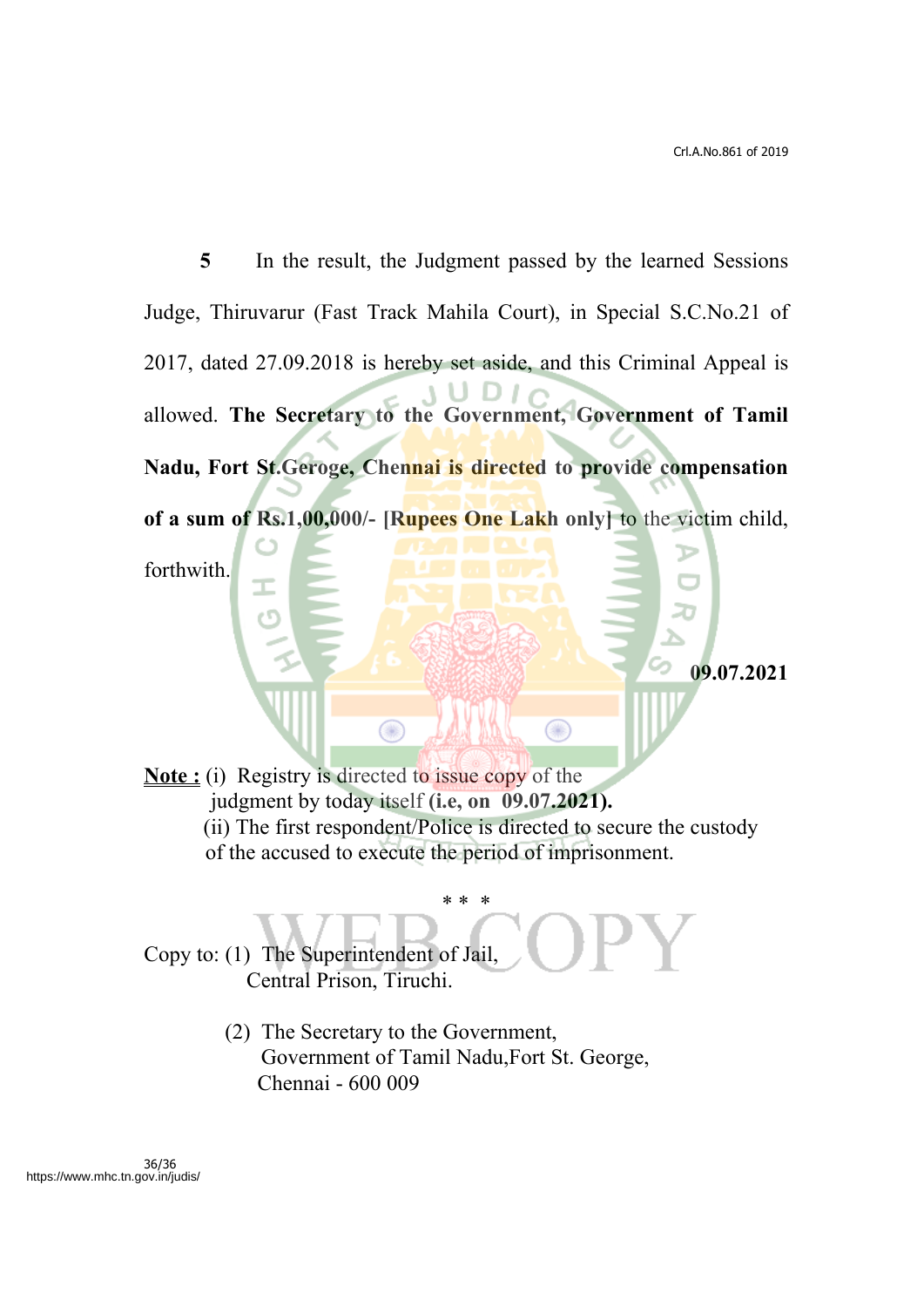**5** In the result, the Judgment passed by the learned Sessions Judge, Thiruvarur (Fast Track Mahila Court), in Special S.C.No.21 of 2017, dated 27.09.2018 is hereby set aside, and this Criminal Appeal is allowed. **The Secretary to the Government, Government of Tamil Nadu, Fort St.Geroge, Chennai is directed to provide compensation of a sum of Rs.1,00,000/- [Rupees One Lakh only]** to the victim child, forthwith.

**09.07.2021**

**Note :** (i) Registry is directed to issue copy of the judgment by today itself **(i.e, on 09.07.2021).**
(ii) The first respondent/Police is directed to secure the custody of the accused to execute the period of imprisonment.

\* \* \*

Copy to: (1) The Superintendent of Jail,
Central Prison, Tiruchi.

(2) The Secretary to the Government,
Government of Tamil Nadu,Fort St. George,
Chennai - 600 009